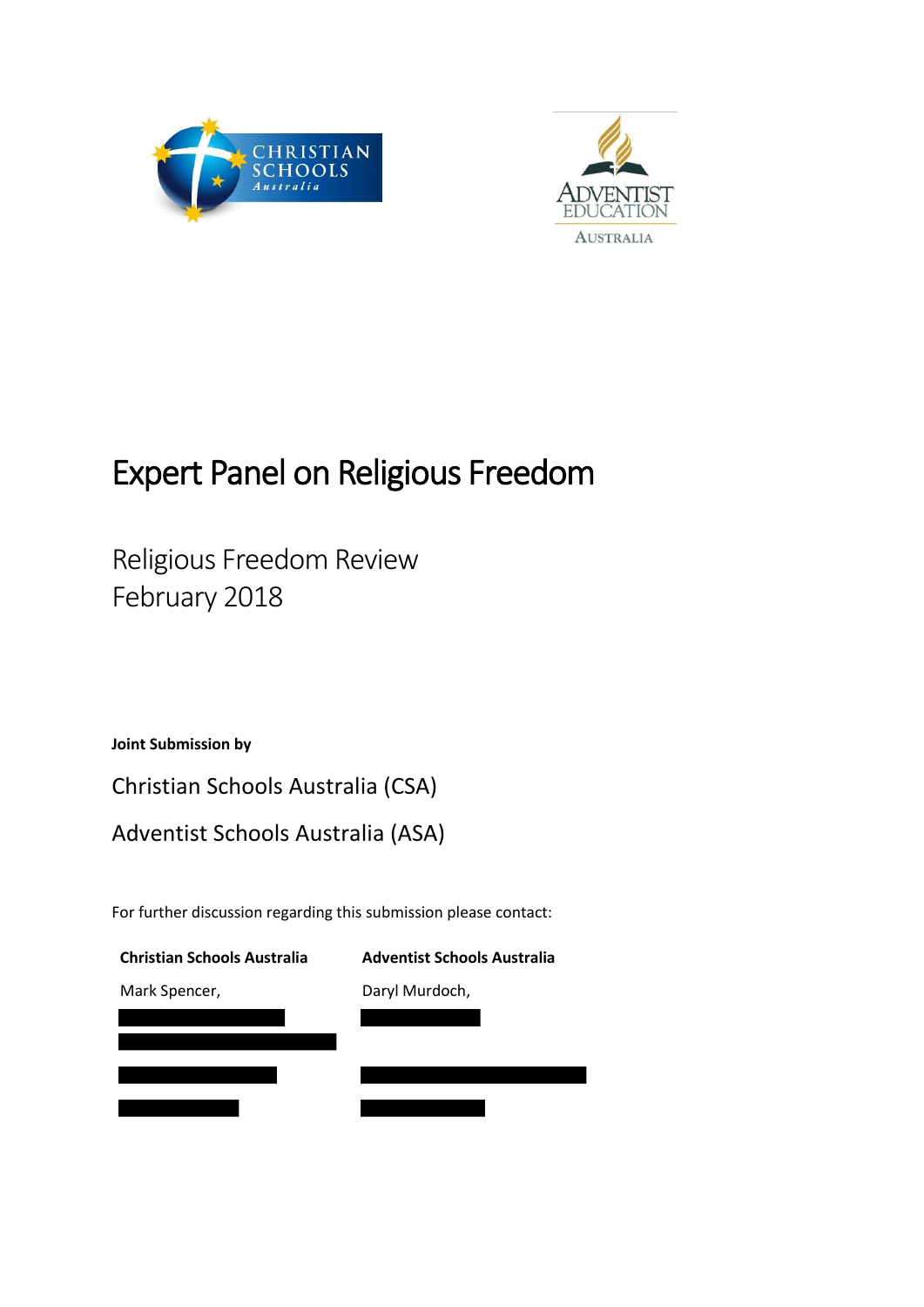# Expert Panel on Religious Freedom

## Religious Freedom Review
## February 2018

**Joint Submission by**

Christian Schools Australia (CSA)

Adventist Schools Australia (ASA)

For further discussion regarding this submission please contact:

| **Christian Schools Australia** | **Adventist Schools Australia** |
|---|---|
| Mark Spencer, | Daryl Murdoch, |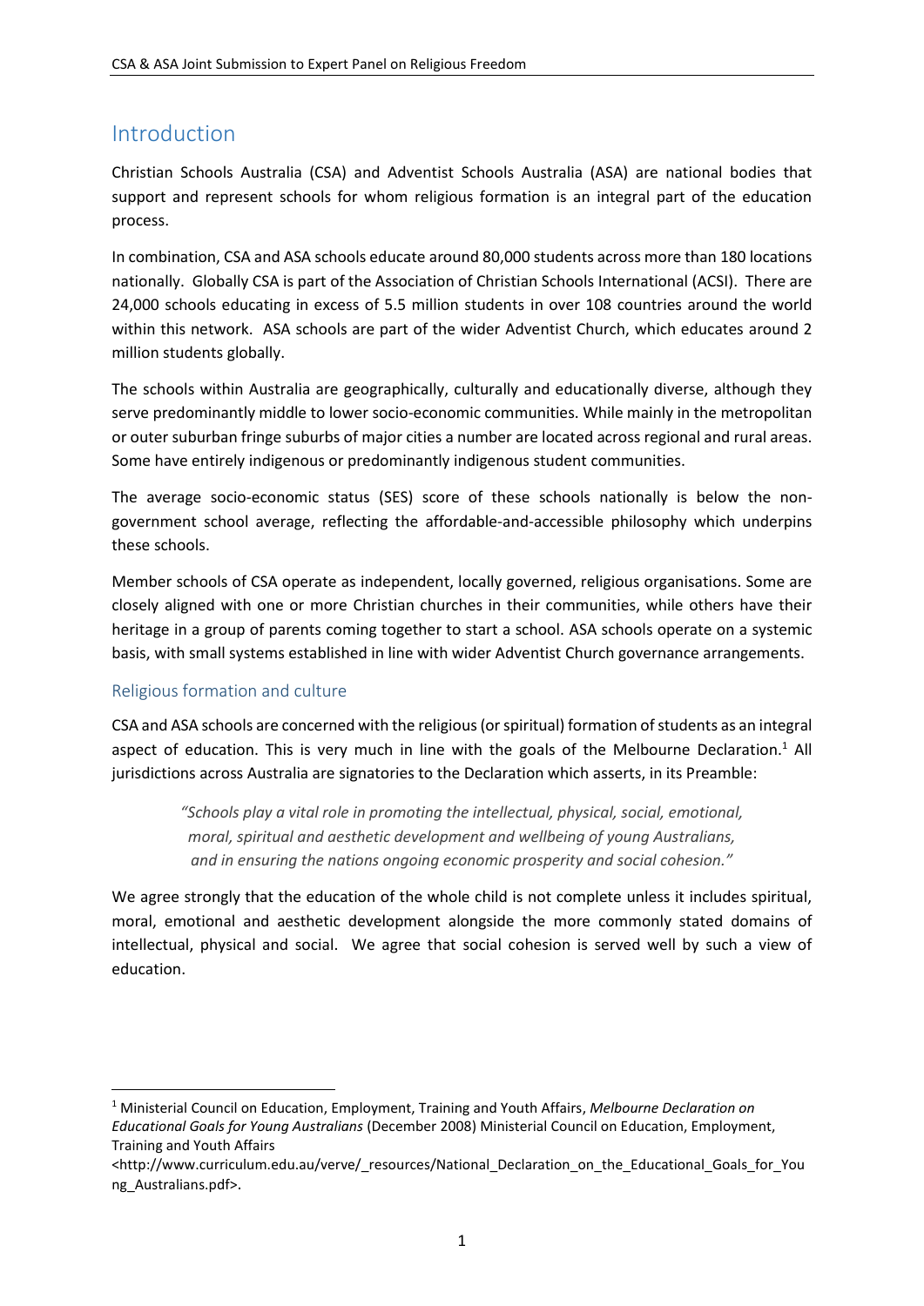# Introduction

Christian Schools Australia (CSA) and Adventist Schools Australia (ASA) are national bodies that support and represent schools for whom religious formation is an integral part of the education process.

In combination, CSA and ASA schools educate around 80,000 students across more than 180 locations nationally. Globally CSA is part of the Association of Christian Schools International (ACSI). There are 24,000 schools educating in excess of 5.5 million students in over 108 countries around the world within this network. ASA schools are part of the wider Adventist Church, which educates around 2 million students globally.

The schools within Australia are geographically, culturally and educationally diverse, although they serve predominantly middle to lower socio-economic communities. While mainly in the metropolitan or outer suburban fringe suburbs of major cities a number are located across regional and rural areas. Some have entirely indigenous or predominantly indigenous student communities.

The average socio-economic status (SES) score of these schools nationally is below the non-government school average, reflecting the affordable-and-accessible philosophy which underpins these schools.

Member schools of CSA operate as independent, locally governed, religious organisations. Some are closely aligned with one or more Christian churches in their communities, while others have their heritage in a group of parents coming together to start a school. ASA schools operate on a systemic basis, with small systems established in line with wider Adventist Church governance arrangements.

## Religious formation and culture

CSA and ASA schools are concerned with the religious (or spiritual) formation of students as an integral aspect of education. This is very much in line with the goals of the Melbourne Declaration.[1] All jurisdictions across Australia are signatories to the Declaration which asserts, in its Preamble:

> *"Schools play a vital role in promoting the intellectual, physical, social, emotional, moral, spiritual and aesthetic development and wellbeing of young Australians, and in ensuring the nations ongoing economic prosperity and social cohesion."*

We agree strongly that the education of the whole child is not complete unless it includes spiritual, moral, emotional and aesthetic development alongside the more commonly stated domains of intellectual, physical and social. We agree that social cohesion is served well by such a view of education.

---

[1] Ministerial Council on Education, Employment, Training and Youth Affairs, *Melbourne Declaration on Educational Goals for Young Australians* (December 2008) Ministerial Council on Education, Employment, Training and Youth Affairs <http://www.curriculum.edu.au/verve/_resources/National_Declaration_on_the_Educational_Goals_for_Young_Australians.pdf>.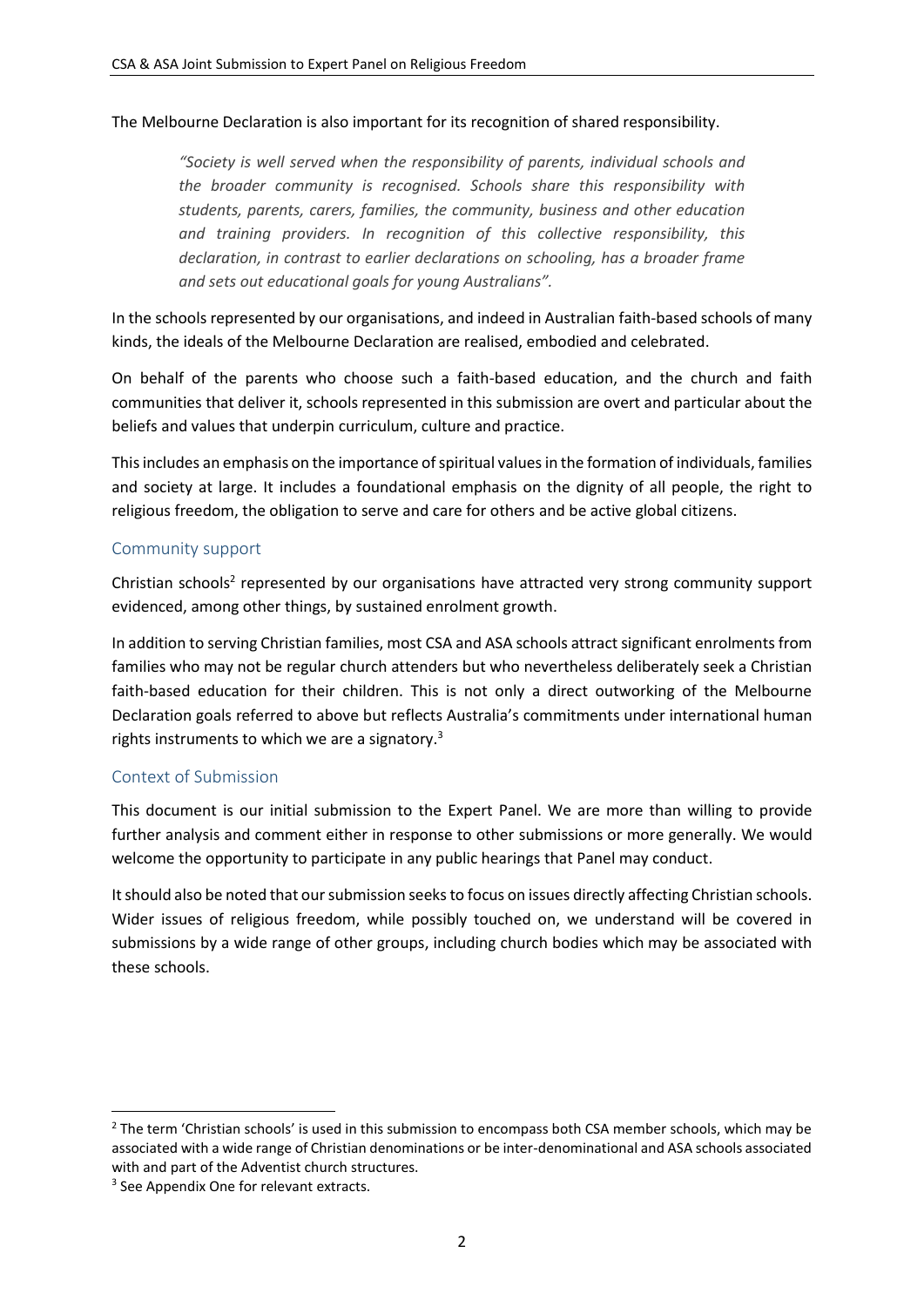The Melbourne Declaration is also important for its recognition of shared responsibility.

> *"Society is well served when the responsibility of parents, individual schools and the broader community is recognised. Schools share this responsibility with students, parents, carers, families, the community, business and other education and training providers. In recognition of this collective responsibility, this declaration, in contrast to earlier declarations on schooling, has a broader frame and sets out educational goals for young Australians".*

In the schools represented by our organisations, and indeed in Australian faith-based schools of many kinds, the ideals of the Melbourne Declaration are realised, embodied and celebrated.

On behalf of the parents who choose such a faith-based education, and the church and faith communities that deliver it, schools represented in this submission are overt and particular about the beliefs and values that underpin curriculum, culture and practice.

This includes an emphasis on the importance of spiritual values in the formation of individuals, families and society at large. It includes a foundational emphasis on the dignity of all people, the right to religious freedom, the obligation to serve and care for others and be active global citizens.

## Community support

Christian schools[2] represented by our organisations have attracted very strong community support evidenced, among other things, by sustained enrolment growth.

In addition to serving Christian families, most CSA and ASA schools attract significant enrolments from families who may not be regular church attenders but who nevertheless deliberately seek a Christian faith-based education for their children. This is not only a direct outworking of the Melbourne Declaration goals referred to above but reflects Australia's commitments under international human rights instruments to which we are a signatory.[3]

## Context of Submission

This document is our initial submission to the Expert Panel. We are more than willing to provide further analysis and comment either in response to other submissions or more generally. We would welcome the opportunity to participate in any public hearings that Panel may conduct.

It should also be noted that our submission seeks to focus on issues directly affecting Christian schools. Wider issues of religious freedom, while possibly touched on, we understand will be covered in submissions by a wide range of other groups, including church bodies which may be associated with these schools.

---

[2] The term 'Christian schools' is used in this submission to encompass both CSA member schools, which may be associated with a wide range of Christian denominations or be inter-denominational and ASA schools associated with and part of the Adventist church structures.

[3] See Appendix One for relevant extracts.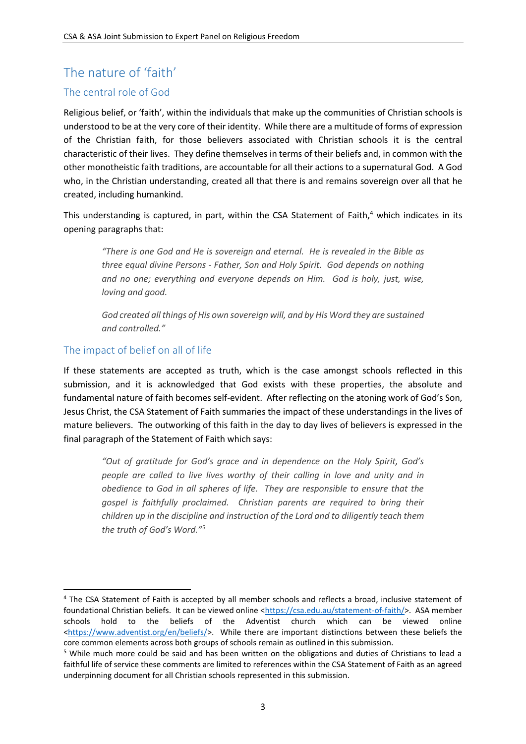## The nature of 'faith'

### The central role of God

Religious belief, or 'faith', within the individuals that make up the communities of Christian schools is understood to be at the very core of their identity. While there are a multitude of forms of expression of the Christian faith, for those believers associated with Christian schools it is the central characteristic of their lives. They define themselves in terms of their beliefs and, in common with the other monotheistic faith traditions, are accountable for all their actions to a supernatural God. A God who, in the Christian understanding, created all that there is and remains sovereign over all that he created, including humankind.

This understanding is captured, in part, within the CSA Statement of Faith,[4] which indicates in its opening paragraphs that:

> *"There is one God and He is sovereign and eternal. He is revealed in the Bible as three equal divine Persons - Father, Son and Holy Spirit. God depends on nothing and no one; everything and everyone depends on Him. God is holy, just, wise, loving and good.*
>
> *God created all things of His own sovereign will, and by His Word they are sustained and controlled."*

### The impact of belief on all of life

If these statements are accepted as truth, which is the case amongst schools reflected in this submission, and it is acknowledged that God exists with these properties, the absolute and fundamental nature of faith becomes self-evident. After reflecting on the atoning work of God's Son, Jesus Christ, the CSA Statement of Faith summaries the impact of these understandings in the lives of mature believers. The outworking of this faith in the day to day lives of believers is expressed in the final paragraph of the Statement of Faith which says:

> *"Out of gratitude for God's grace and in dependence on the Holy Spirit, God's people are called to live lives worthy of their calling in love and unity and in obedience to God in all spheres of life. They are responsible to ensure that the gospel is faithfully proclaimed. Christian parents are required to bring their children up in the discipline and instruction of the Lord and to diligently teach them the truth of God's Word."*[5]

---

[4] The CSA Statement of Faith is accepted by all member schools and reflects a broad, inclusive statement of foundational Christian beliefs. It can be viewed online <https://csa.edu.au/statement-of-faith/>. ASA member schools hold to the beliefs of the Adventist church which can be viewed online <https://www.adventist.org/en/beliefs/>. While there are important distinctions between these beliefs the core common elements across both groups of schools remain as outlined in this submission.

[5] While much more could be said and has been written on the obligations and duties of Christians to lead a faithful life of service these comments are limited to references within the CSA Statement of Faith as an agreed underpinning document for all Christian schools represented in this submission.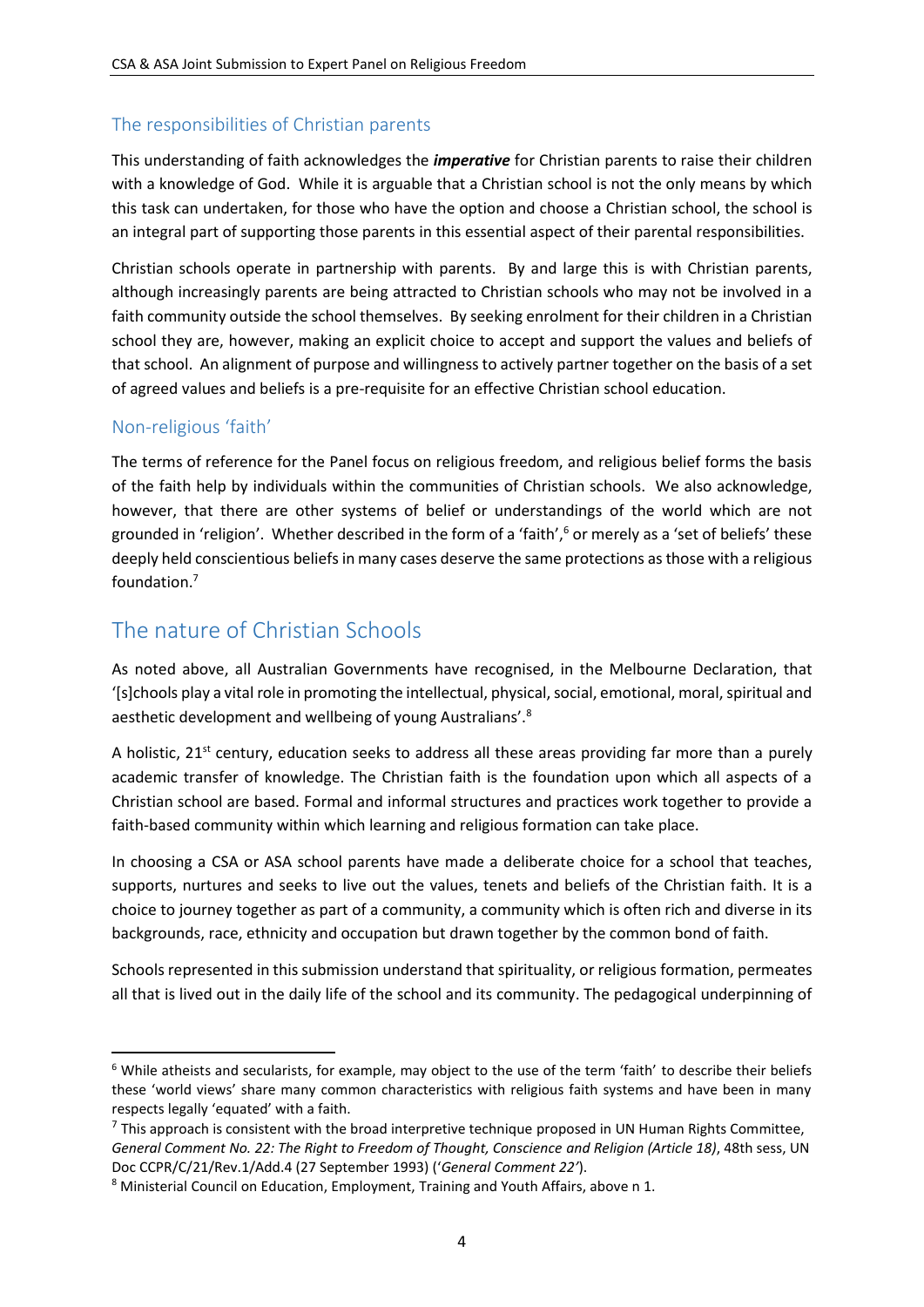### The responsibilities of Christian parents

This understanding of faith acknowledges the ***imperative*** for Christian parents to raise their children with a knowledge of God. While it is arguable that a Christian school is not the only means by which this task can undertaken, for those who have the option and choose a Christian school, the school is an integral part of supporting those parents in this essential aspect of their parental responsibilities.

Christian schools operate in partnership with parents. By and large this is with Christian parents, although increasingly parents are being attracted to Christian schools who may not be involved in a faith community outside the school themselves. By seeking enrolment for their children in a Christian school they are, however, making an explicit choice to accept and support the values and beliefs of that school. An alignment of purpose and willingness to actively partner together on the basis of a set of agreed values and beliefs is a pre-requisite for an effective Christian school education.

### Non-religious 'faith'

The terms of reference for the Panel focus on religious freedom, and religious belief forms the basis of the faith help by individuals within the communities of Christian schools. We also acknowledge, however, that there are other systems of belief or understandings of the world which are not grounded in 'religion'. Whether described in the form of a 'faith',[6] or merely as a 'set of beliefs' these deeply held conscientious beliefs in many cases deserve the same protections as those with a religious foundation.[7]

## The nature of Christian Schools

As noted above, all Australian Governments have recognised, in the Melbourne Declaration, that '[s]chools play a vital role in promoting the intellectual, physical, social, emotional, moral, spiritual and aesthetic development and wellbeing of young Australians'.[8]

A holistic, 21st century, education seeks to address all these areas providing far more than a purely academic transfer of knowledge. The Christian faith is the foundation upon which all aspects of a Christian school are based. Formal and informal structures and practices work together to provide a faith-based community within which learning and religious formation can take place.

In choosing a CSA or ASA school parents have made a deliberate choice for a school that teaches, supports, nurtures and seeks to live out the values, tenets and beliefs of the Christian faith. It is a choice to journey together as part of a community, a community which is often rich and diverse in its backgrounds, race, ethnicity and occupation but drawn together by the common bond of faith.

Schools represented in this submission understand that spirituality, or religious formation, permeates all that is lived out in the daily life of the school and its community. The pedagogical underpinning of

---

[6] While atheists and secularists, for example, may object to the use of the term 'faith' to describe their beliefs these 'world views' share many common characteristics with religious faith systems and have been in many respects legally 'equated' with a faith.

[7] This approach is consistent with the broad interpretive technique proposed in UN Human Rights Committee, *General Comment No. 22: The Right to Freedom of Thought, Conscience and Religion (Article 18)*, 48th sess, UN Doc CCPR/C/21/Rev.1/Add.4 (27 September 1993) ('*General Comment 22*').

[8] Ministerial Council on Education, Employment, Training and Youth Affairs, above n 1.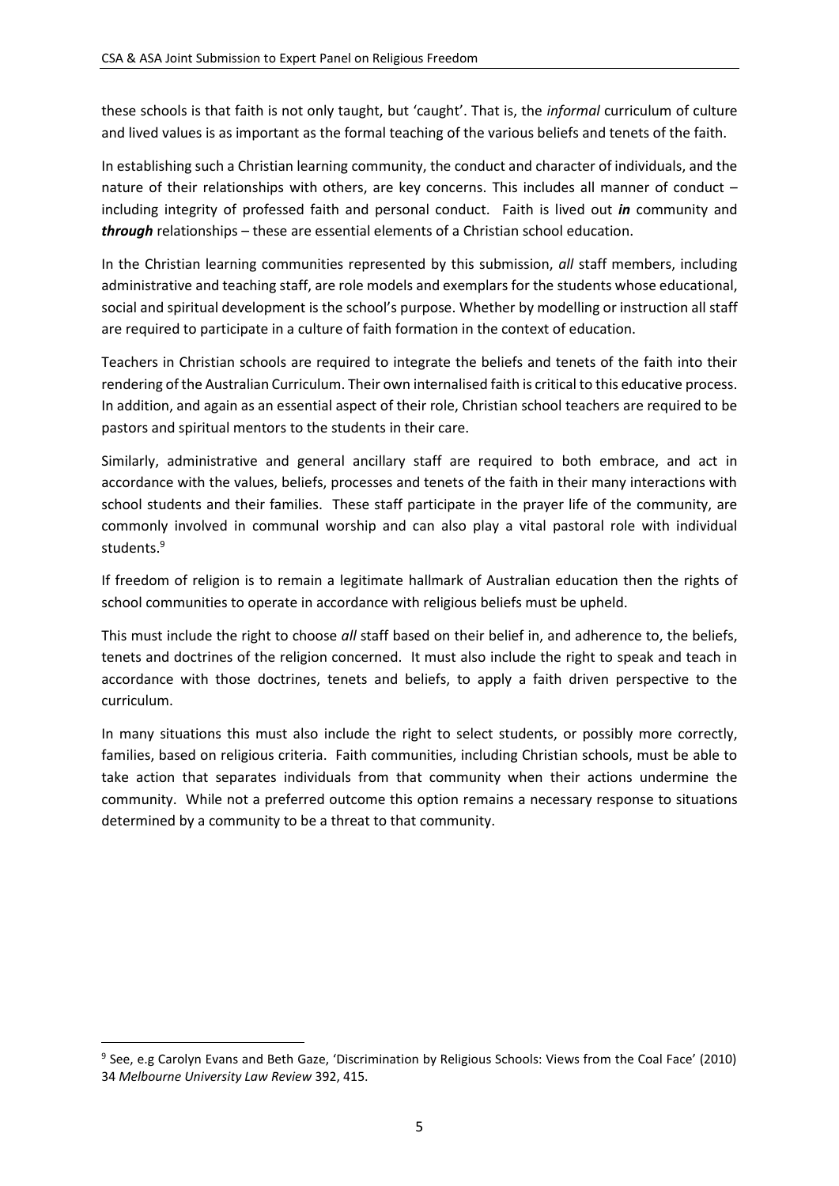these schools is that faith is not only taught, but 'caught'. That is, the *informal* curriculum of culture and lived values is as important as the formal teaching of the various beliefs and tenets of the faith.

In establishing such a Christian learning community, the conduct and character of individuals, and the nature of their relationships with others, are key concerns. This includes all manner of conduct – including integrity of professed faith and personal conduct. Faith is lived out ***in*** community and ***through*** relationships – these are essential elements of a Christian school education.

In the Christian learning communities represented by this submission, *all* staff members, including administrative and teaching staff, are role models and exemplars for the students whose educational, social and spiritual development is the school's purpose. Whether by modelling or instruction all staff are required to participate in a culture of faith formation in the context of education.

Teachers in Christian schools are required to integrate the beliefs and tenets of the faith into their rendering of the Australian Curriculum. Their own internalised faith is critical to this educative process. In addition, and again as an essential aspect of their role, Christian school teachers are required to be pastors and spiritual mentors to the students in their care.

Similarly, administrative and general ancillary staff are required to both embrace, and act in accordance with the values, beliefs, processes and tenets of the faith in their many interactions with school students and their families. These staff participate in the prayer life of the community, are commonly involved in communal worship and can also play a vital pastoral role with individual students.[9]

If freedom of religion is to remain a legitimate hallmark of Australian education then the rights of school communities to operate in accordance with religious beliefs must be upheld.

This must include the right to choose *all* staff based on their belief in, and adherence to, the beliefs, tenets and doctrines of the religion concerned. It must also include the right to speak and teach in accordance with those doctrines, tenets and beliefs, to apply a faith driven perspective to the curriculum.

In many situations this must also include the right to select students, or possibly more correctly, families, based on religious criteria. Faith communities, including Christian schools, must be able to take action that separates individuals from that community when their actions undermine the community. While not a preferred outcome this option remains a necessary response to situations determined by a community to be a threat to that community.

---

[9] See, e.g Carolyn Evans and Beth Gaze, 'Discrimination by Religious Schools: Views from the Coal Face' (2010) 34 *Melbourne University Law Review* 392, 415.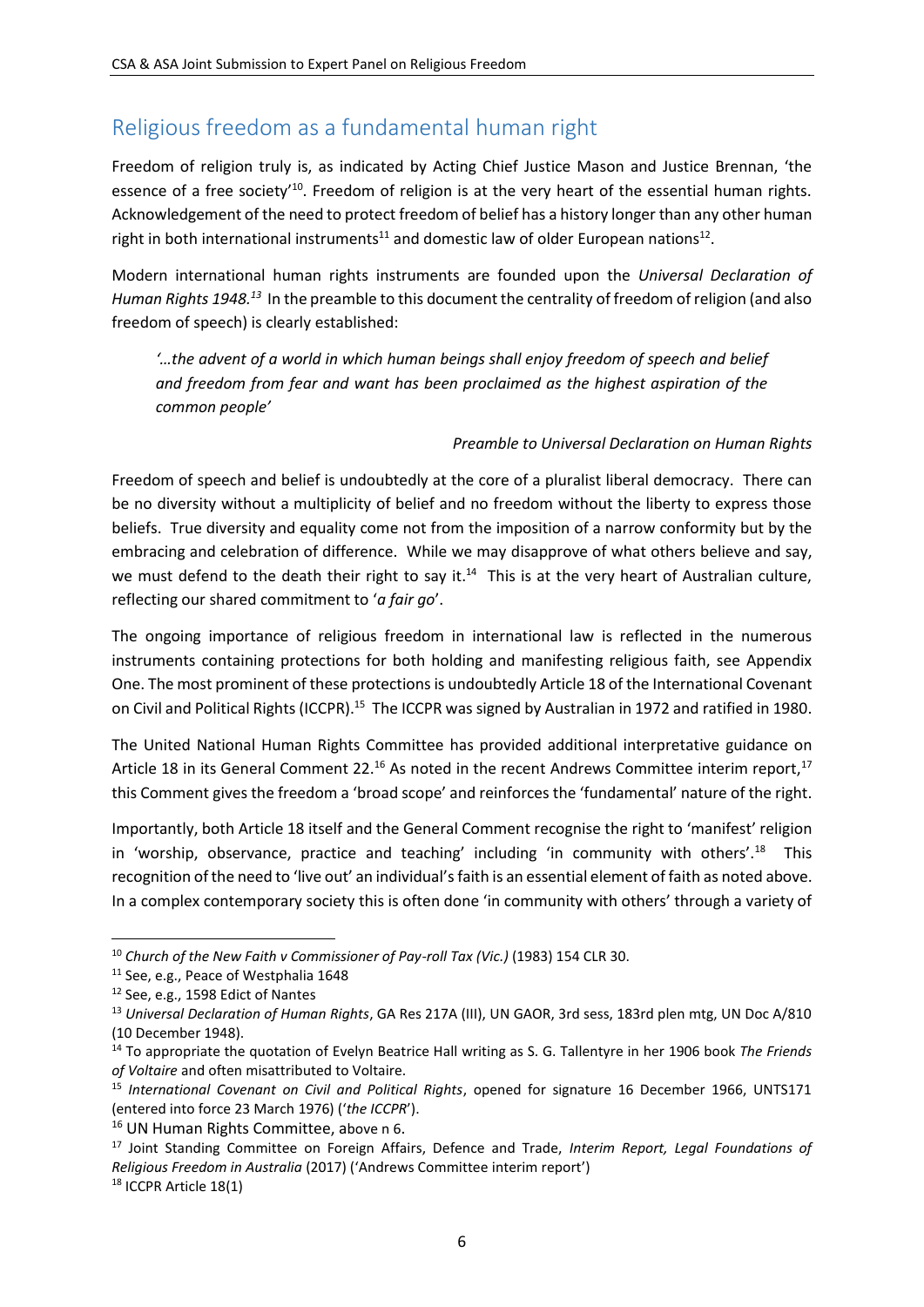## Religious freedom as a fundamental human right

Freedom of religion truly is, as indicated by Acting Chief Justice Mason and Justice Brennan, 'the essence of a free society'[10]. Freedom of religion is at the very heart of the essential human rights. Acknowledgement of the need to protect freedom of belief has a history longer than any other human right in both international instruments[11] and domestic law of older European nations[12].

Modern international human rights instruments are founded upon the *Universal Declaration of Human Rights 1948.*[13] In the preamble to this document the centrality of freedom of religion (and also freedom of speech) is clearly established:

> *'…the advent of a world in which human beings shall enjoy freedom of speech and belief and freedom from fear and want has been proclaimed as the highest aspiration of the common people'*
>
> *Preamble to Universal Declaration on Human Rights*

Freedom of speech and belief is undoubtedly at the core of a pluralist liberal democracy. There can be no diversity without a multiplicity of belief and no freedom without the liberty to express those beliefs. True diversity and equality come not from the imposition of a narrow conformity but by the embracing and celebration of difference. While we may disapprove of what others believe and say, we must defend to the death their right to say it.[14] This is at the very heart of Australian culture, reflecting our shared commitment to '*a fair go*'.

The ongoing importance of religious freedom in international law is reflected in the numerous instruments containing protections for both holding and manifesting religious faith, see Appendix One. The most prominent of these protections is undoubtedly Article 18 of the International Covenant on Civil and Political Rights (ICCPR).[15] The ICCPR was signed by Australian in 1972 and ratified in 1980.

The United National Human Rights Committee has provided additional interpretative guidance on Article 18 in its General Comment 22.[16] As noted in the recent Andrews Committee interim report,[17] this Comment gives the freedom a 'broad scope' and reinforces the 'fundamental' nature of the right.

Importantly, both Article 18 itself and the General Comment recognise the right to 'manifest' religion in 'worship, observance, practice and teaching' including 'in community with others'.[18] This recognition of the need to 'live out' an individual's faith is an essential element of faith as noted above. In a complex contemporary society this is often done 'in community with others' through a variety of

---

[10] *Church of the New Faith v Commissioner of Pay-roll Tax (Vic.)* (1983) 154 CLR 30.

[11] See, e.g., Peace of Westphalia 1648

[12] See, e.g., 1598 Edict of Nantes

[13] *Universal Declaration of Human Rights*, GA Res 217A (III), UN GAOR, 3rd sess, 183rd plen mtg, UN Doc A/810 (10 December 1948).

[14] To appropriate the quotation of Evelyn Beatrice Hall writing as S. G. Tallentyre in her 1906 book *The Friends of Voltaire* and often misattributed to Voltaire.

[15] *International Covenant on Civil and Political Rights*, opened for signature 16 December 1966, UNTS171 (entered into force 23 March 1976) ('*the ICCPR*').

[16] UN Human Rights Committee, above n 6.

[17] Joint Standing Committee on Foreign Affairs, Defence and Trade, *Interim Report, Legal Foundations of Religious Freedom in Australia* (2017) ('Andrews Committee interim report')

[18] ICCPR Article 18(1)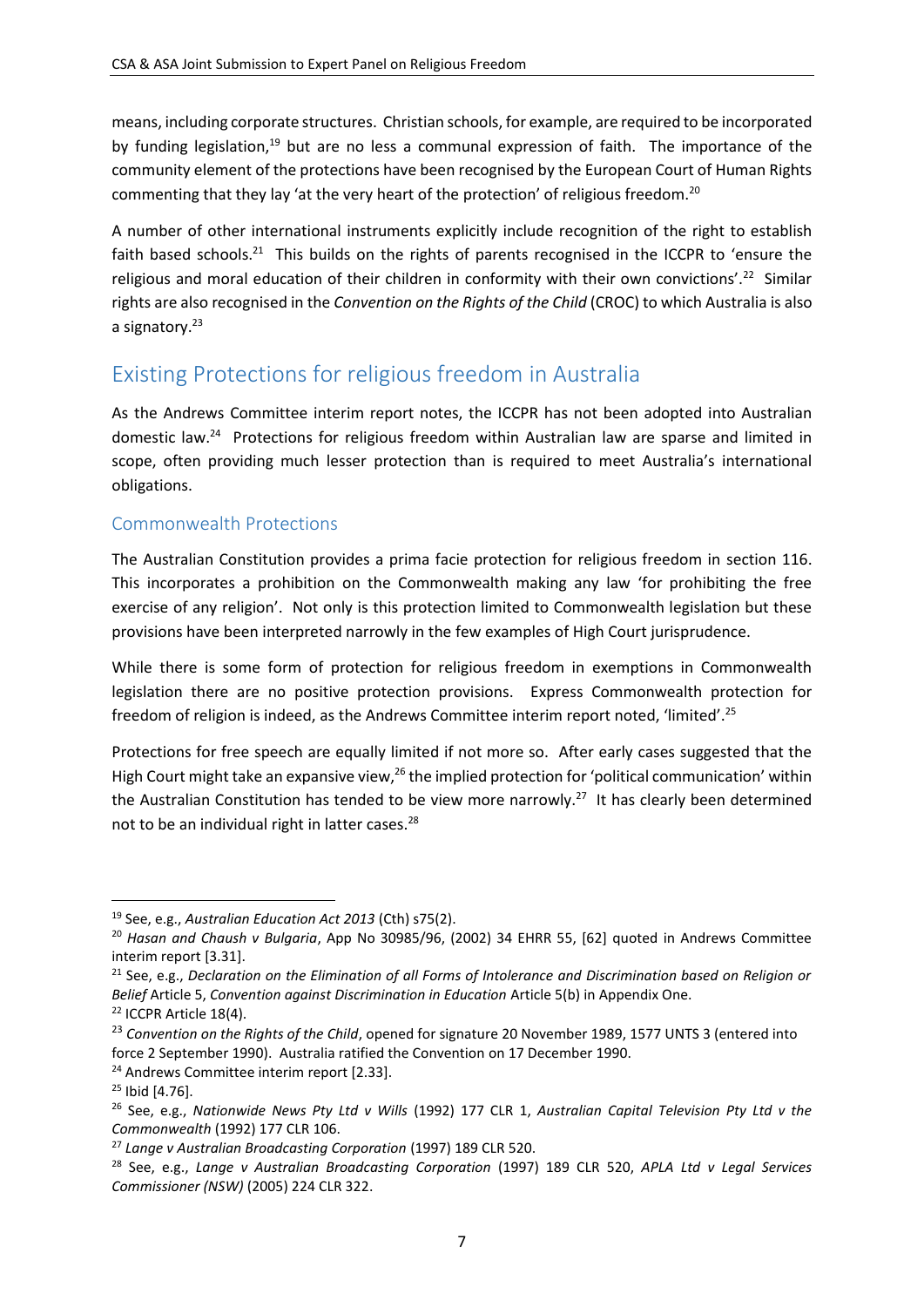means, including corporate structures. Christian schools, for example, are required to be incorporated by funding legislation,[19] but are no less a communal expression of faith. The importance of the community element of the protections have been recognised by the European Court of Human Rights commenting that they lay 'at the very heart of the protection' of religious freedom.[20]

A number of other international instruments explicitly include recognition of the right to establish faith based schools.[21] This builds on the rights of parents recognised in the ICCPR to 'ensure the religious and moral education of their children in conformity with their own convictions'.[22] Similar rights are also recognised in the *Convention on the Rights of the Child* (CROC) to which Australia is also a signatory.[23]

## Existing Protections for religious freedom in Australia

As the Andrews Committee interim report notes, the ICCPR has not been adopted into Australian domestic law.[24] Protections for religious freedom within Australian law are sparse and limited in scope, often providing much lesser protection than is required to meet Australia's international obligations.

### Commonwealth Protections

The Australian Constitution provides a prima facie protection for religious freedom in section 116. This incorporates a prohibition on the Commonwealth making any law 'for prohibiting the free exercise of any religion'. Not only is this protection limited to Commonwealth legislation but these provisions have been interpreted narrowly in the few examples of High Court jurisprudence.

While there is some form of protection for religious freedom in exemptions in Commonwealth legislation there are no positive protection provisions. Express Commonwealth protection for freedom of religion is indeed, as the Andrews Committee interim report noted, 'limited'.[25]

Protections for free speech are equally limited if not more so. After early cases suggested that the High Court might take an expansive view,[26] the implied protection for 'political communication' within the Australian Constitution has tended to be view more narrowly.[27] It has clearly been determined not to be an individual right in latter cases.[28]

---

[19] See, e.g., *Australian Education Act 2013* (Cth) s75(2).

[20] *Hasan and Chaush v Bulgaria*, App No 30985/96, (2002) 34 EHRR 55, [62] quoted in Andrews Committee interim report [3.31].

[21] See, e.g., *Declaration on the Elimination of all Forms of Intolerance and Discrimination based on Religion or Belief* Article 5, *Convention against Discrimination in Education* Article 5(b) in Appendix One.

[22] ICCPR Article 18(4).

[23] *Convention on the Rights of the Child*, opened for signature 20 November 1989, 1577 UNTS 3 (entered into force 2 September 1990). Australia ratified the Convention on 17 December 1990.

[24] Andrews Committee interim report [2.33].

[25] Ibid [4.76].

[26] See, e.g., *Nationwide News Pty Ltd v Wills* (1992) 177 CLR 1, *Australian Capital Television Pty Ltd v the Commonwealth* (1992) 177 CLR 106.

[27] *Lange v Australian Broadcasting Corporation* (1997) 189 CLR 520.

[28] See, e.g., *Lange v Australian Broadcasting Corporation* (1997) 189 CLR 520, *APLA Ltd v Legal Services Commissioner (NSW)* (2005) 224 CLR 322.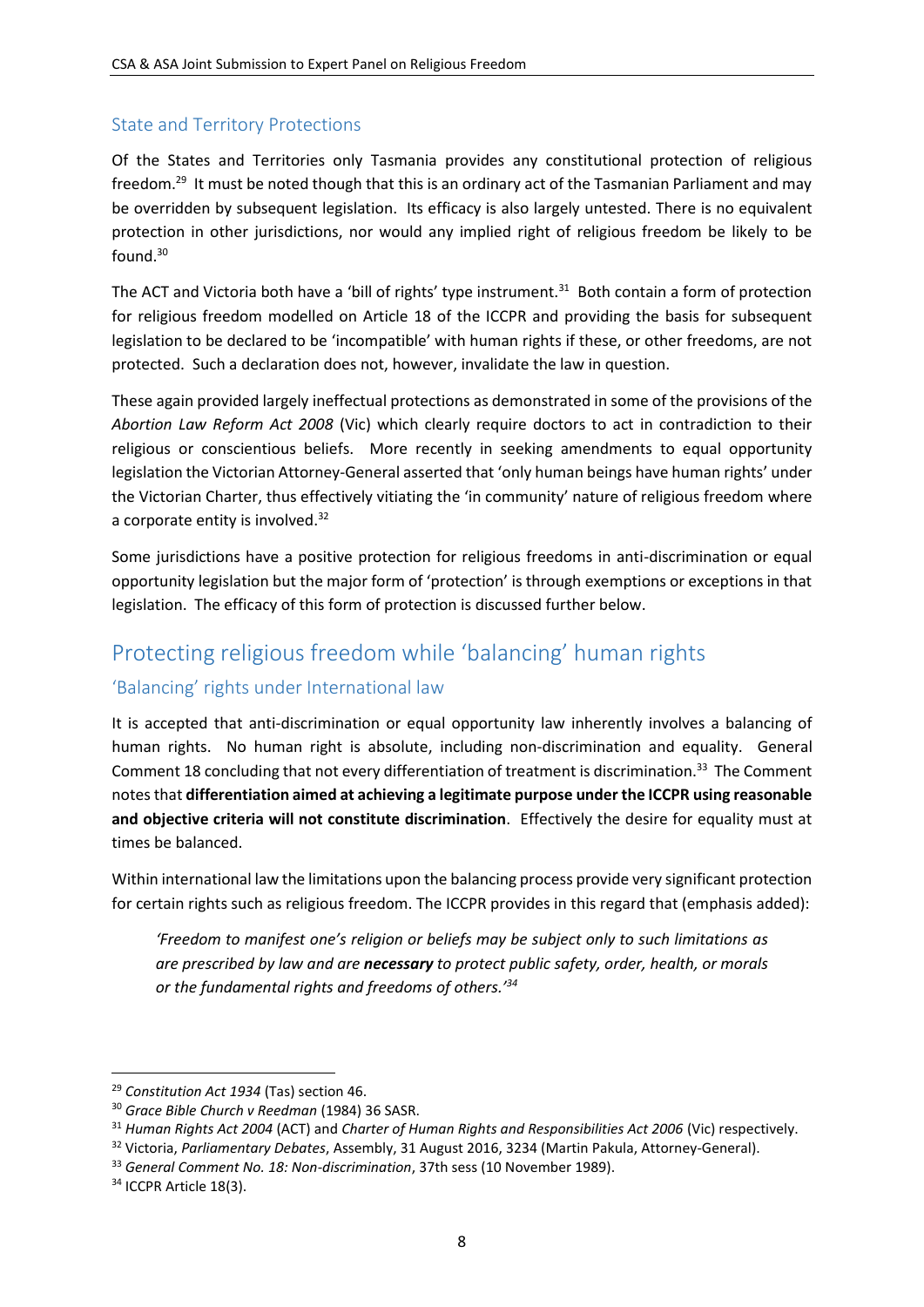### State and Territory Protections

Of the States and Territories only Tasmania provides any constitutional protection of religious freedom.[29] It must be noted though that this is an ordinary act of the Tasmanian Parliament and may be overridden by subsequent legislation. Its efficacy is also largely untested. There is no equivalent protection in other jurisdictions, nor would any implied right of religious freedom be likely to be found.[30]

The ACT and Victoria both have a 'bill of rights' type instrument.[31] Both contain a form of protection for religious freedom modelled on Article 18 of the ICCPR and providing the basis for subsequent legislation to be declared to be 'incompatible' with human rights if these, or other freedoms, are not protected. Such a declaration does not, however, invalidate the law in question.

These again provided largely ineffectual protections as demonstrated in some of the provisions of the *Abortion Law Reform Act 2008* (Vic) which clearly require doctors to act in contradiction to their religious or conscientious beliefs. More recently in seeking amendments to equal opportunity legislation the Victorian Attorney-General asserted that 'only human beings have human rights' under the Victorian Charter, thus effectively vitiating the 'in community' nature of religious freedom where a corporate entity is involved.[32]

Some jurisdictions have a positive protection for religious freedoms in anti-discrimination or equal opportunity legislation but the major form of 'protection' is through exemptions or exceptions in that legislation. The efficacy of this form of protection is discussed further below.

## Protecting religious freedom while 'balancing' human rights

### 'Balancing' rights under International law

It is accepted that anti-discrimination or equal opportunity law inherently involves a balancing of human rights. No human right is absolute, including non-discrimination and equality. General Comment 18 concluding that not every differentiation of treatment is discrimination.[33] The Comment notes that **differentiation aimed at achieving a legitimate purpose under the ICCPR using reasonable and objective criteria will not constitute discrimination**. Effectively the desire for equality must at times be balanced.

Within international law the limitations upon the balancing process provide very significant protection for certain rights such as religious freedom. The ICCPR provides in this regard that (emphasis added):

> *'Freedom to manifest one's religion or beliefs may be subject only to such limitations as are prescribed by law and are **necessary** to protect public safety, order, health, or morals or the fundamental rights and freedoms of others.'*[34]

---

[29] *Constitution Act 1934* (Tas) section 46.

[30] *Grace Bible Church v Reedman* (1984) 36 SASR.

[31] *Human Rights Act 2004* (ACT) and *Charter of Human Rights and Responsibilities Act 2006* (Vic) respectively.

[32] Victoria, *Parliamentary Debates*, Assembly, 31 August 2016, 3234 (Martin Pakula, Attorney-General).

[33] *General Comment No. 18: Non-discrimination*, 37th sess (10 November 1989).

[34] ICCPR Article 18(3).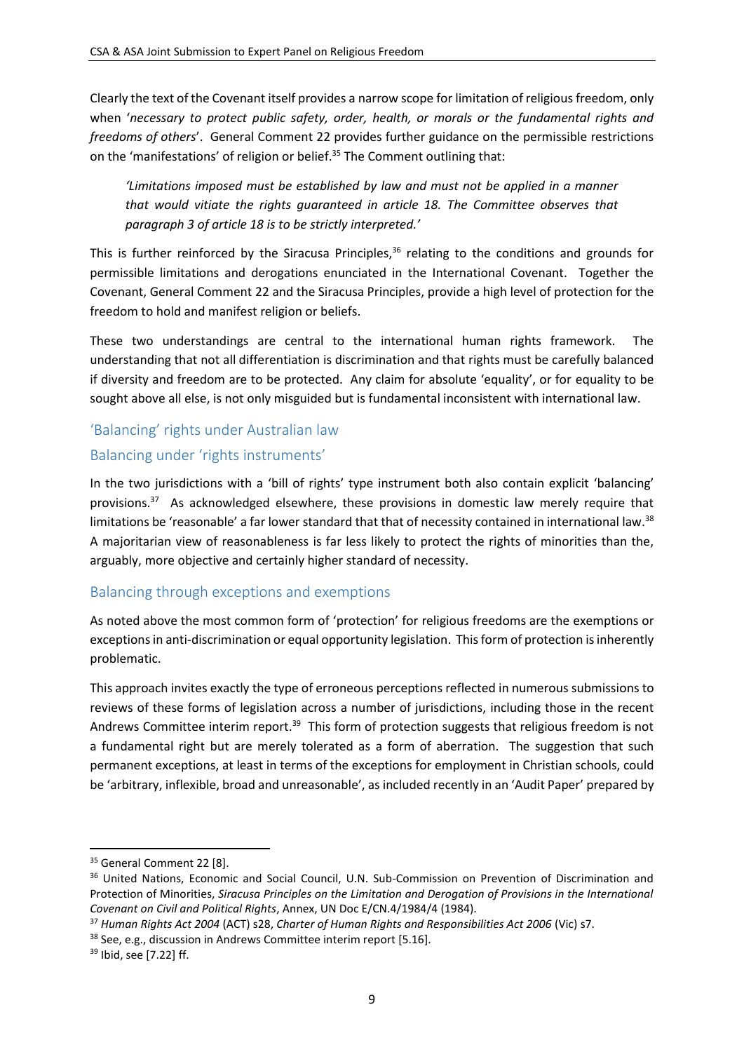Clearly the text of the Covenant itself provides a narrow scope for limitation of religious freedom, only when '*necessary to protect public safety, order, health, or morals or the fundamental rights and freedoms of others*'. General Comment 22 provides further guidance on the permissible restrictions on the 'manifestations' of religion or belief.[35] The Comment outlining that:

> *'Limitations imposed must be established by law and must not be applied in a manner that would vitiate the rights guaranteed in article 18. The Committee observes that paragraph 3 of article 18 is to be strictly interpreted.'*

This is further reinforced by the Siracusa Principles,[36] relating to the conditions and grounds for permissible limitations and derogations enunciated in the International Covenant. Together the Covenant, General Comment 22 and the Siracusa Principles, provide a high level of protection for the freedom to hold and manifest religion or beliefs.

These two understandings are central to the international human rights framework. The understanding that not all differentiation is discrimination and that rights must be carefully balanced if diversity and freedom are to be protected. Any claim for absolute 'equality', or for equality to be sought above all else, is not only misguided but is fundamental inconsistent with international law.

## 'Balancing' rights under Australian law

### Balancing under 'rights instruments'

In the two jurisdictions with a 'bill of rights' type instrument both also contain explicit 'balancing' provisions.[37] As acknowledged elsewhere, these provisions in domestic law merely require that limitations be 'reasonable' a far lower standard that that of necessity contained in international law.[38] A majoritarian view of reasonableness is far less likely to protect the rights of minorities than the, arguably, more objective and certainly higher standard of necessity.

### Balancing through exceptions and exemptions

As noted above the most common form of 'protection' for religious freedoms are the exemptions or exceptions in anti-discrimination or equal opportunity legislation. This form of protection is inherently problematic.

This approach invites exactly the type of erroneous perceptions reflected in numerous submissions to reviews of these forms of legislation across a number of jurisdictions, including those in the recent Andrews Committee interim report.[39] This form of protection suggests that religious freedom is not a fundamental right but are merely tolerated as a form of aberration. The suggestion that such permanent exceptions, at least in terms of the exceptions for employment in Christian schools, could be 'arbitrary, inflexible, broad and unreasonable', as included recently in an 'Audit Paper' prepared by

---

[35] General Comment 22 [8].

[36] United Nations, Economic and Social Council, U.N. Sub-Commission on Prevention of Discrimination and Protection of Minorities, *Siracusa Principles on the Limitation and Derogation of Provisions in the International Covenant on Civil and Political Rights*, Annex, UN Doc E/CN.4/1984/4 (1984).

[37] *Human Rights Act 2004* (ACT) s28, *Charter of Human Rights and Responsibilities Act 2006* (Vic) s7.

[38] See, e.g., discussion in Andrews Committee interim report [5.16].

[39] Ibid, see [7.22] ff.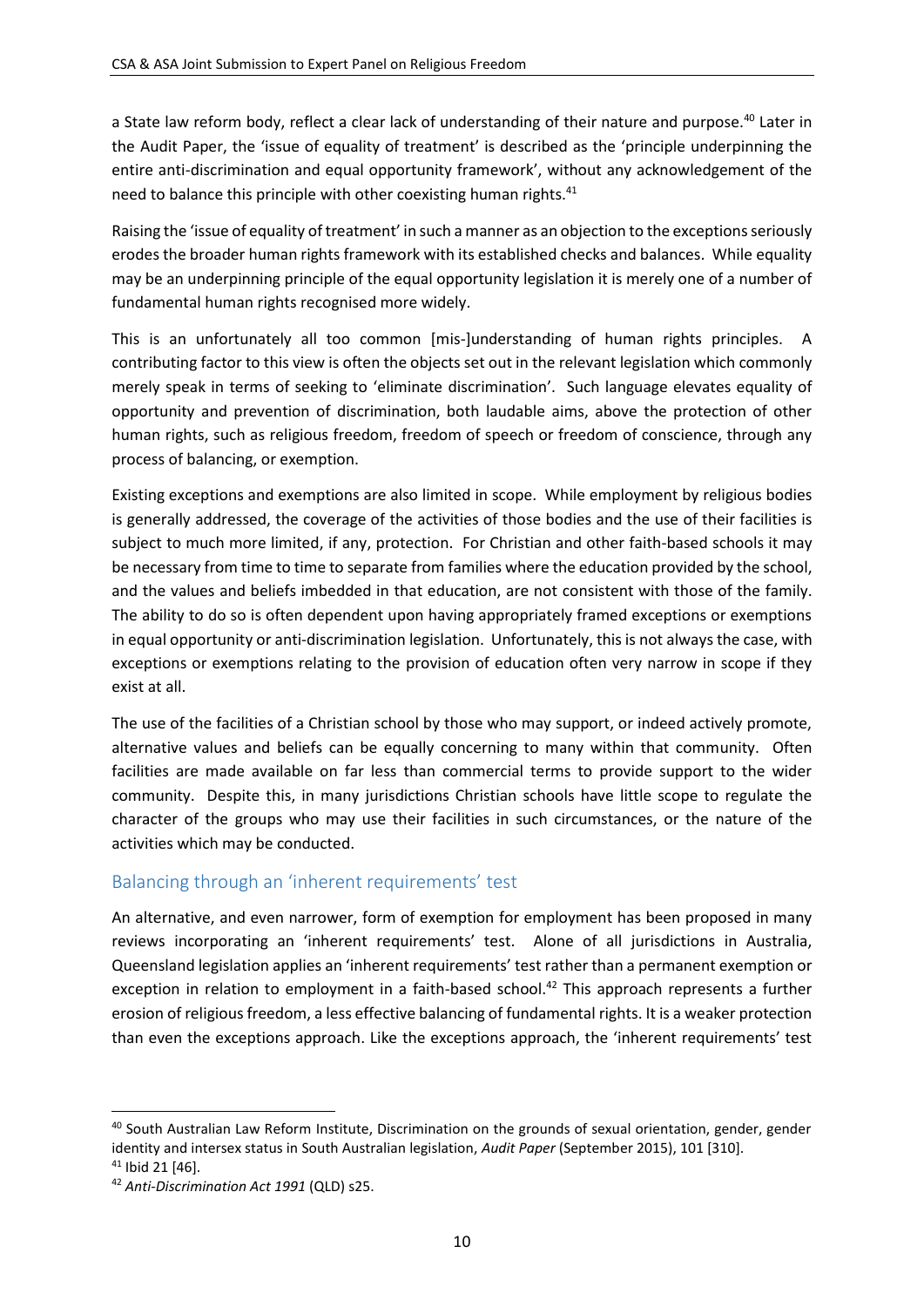a State law reform body, reflect a clear lack of understanding of their nature and purpose.[40] Later in the Audit Paper, the 'issue of equality of treatment' is described as the 'principle underpinning the entire anti-discrimination and equal opportunity framework', without any acknowledgement of the need to balance this principle with other coexisting human rights.[41]

Raising the 'issue of equality of treatment' in such a manner as an objection to the exceptions seriously erodes the broader human rights framework with its established checks and balances. While equality may be an underpinning principle of the equal opportunity legislation it is merely one of a number of fundamental human rights recognised more widely.

This is an unfortunately all too common [mis-]understanding of human rights principles. A contributing factor to this view is often the objects set out in the relevant legislation which commonly merely speak in terms of seeking to 'eliminate discrimination'. Such language elevates equality of opportunity and prevention of discrimination, both laudable aims, above the protection of other human rights, such as religious freedom, freedom of speech or freedom of conscience, through any process of balancing, or exemption.

Existing exceptions and exemptions are also limited in scope. While employment by religious bodies is generally addressed, the coverage of the activities of those bodies and the use of their facilities is subject to much more limited, if any, protection. For Christian and other faith-based schools it may be necessary from time to time to separate from families where the education provided by the school, and the values and beliefs imbedded in that education, are not consistent with those of the family. The ability to do so is often dependent upon having appropriately framed exceptions or exemptions in equal opportunity or anti-discrimination legislation. Unfortunately, this is not always the case, with exceptions or exemptions relating to the provision of education often very narrow in scope if they exist at all.

The use of the facilities of a Christian school by those who may support, or indeed actively promote, alternative values and beliefs can be equally concerning to many within that community. Often facilities are made available on far less than commercial terms to provide support to the wider community. Despite this, in many jurisdictions Christian schools have little scope to regulate the character of the groups who may use their facilities in such circumstances, or the nature of the activities which may be conducted.

## Balancing through an 'inherent requirements' test

An alternative, and even narrower, form of exemption for employment has been proposed in many reviews incorporating an 'inherent requirements' test. Alone of all jurisdictions in Australia, Queensland legislation applies an 'inherent requirements' test rather than a permanent exemption or exception in relation to employment in a faith-based school.[42] This approach represents a further erosion of religious freedom, a less effective balancing of fundamental rights. It is a weaker protection than even the exceptions approach. Like the exceptions approach, the 'inherent requirements' test

---

[40] South Australian Law Reform Institute, Discrimination on the grounds of sexual orientation, gender, gender identity and intersex status in South Australian legislation, *Audit Paper* (September 2015), 101 [310].

[41] Ibid 21 [46].

[42] *Anti-Discrimination Act 1991* (QLD) s25.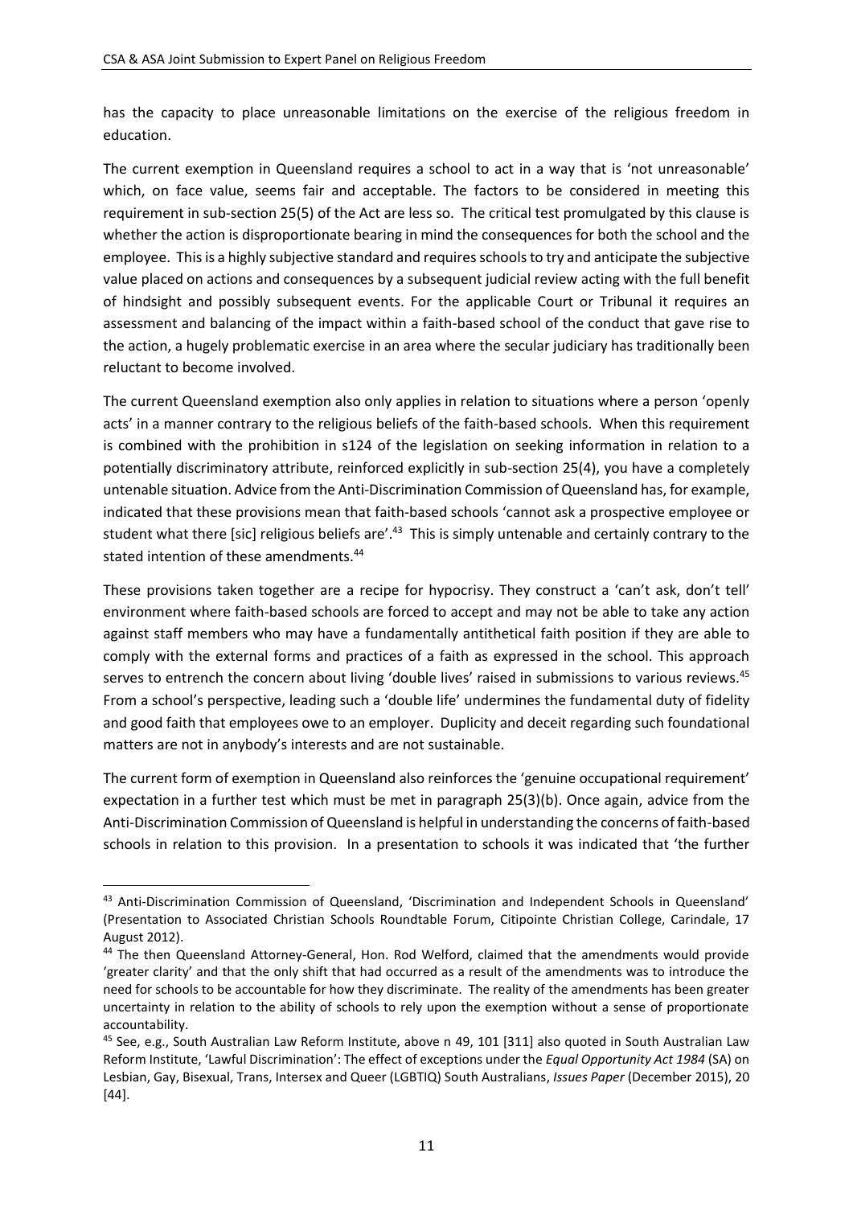has the capacity to place unreasonable limitations on the exercise of the religious freedom in education.

The current exemption in Queensland requires a school to act in a way that is 'not unreasonable' which, on face value, seems fair and acceptable. The factors to be considered in meeting this requirement in sub-section 25(5) of the Act are less so. The critical test promulgated by this clause is whether the action is disproportionate bearing in mind the consequences for both the school and the employee. This is a highly subjective standard and requires schools to try and anticipate the subjective value placed on actions and consequences by a subsequent judicial review acting with the full benefit of hindsight and possibly subsequent events. For the applicable Court or Tribunal it requires an assessment and balancing of the impact within a faith-based school of the conduct that gave rise to the action, a hugely problematic exercise in an area where the secular judiciary has traditionally been reluctant to become involved.

The current Queensland exemption also only applies in relation to situations where a person 'openly acts' in a manner contrary to the religious beliefs of the faith-based schools. When this requirement is combined with the prohibition in s124 of the legislation on seeking information in relation to a potentially discriminatory attribute, reinforced explicitly in sub-section 25(4), you have a completely untenable situation. Advice from the Anti-Discrimination Commission of Queensland has, for example, indicated that these provisions mean that faith-based schools 'cannot ask a prospective employee or student what there [sic] religious beliefs are'.[43] This is simply untenable and certainly contrary to the stated intention of these amendments.[44]

These provisions taken together are a recipe for hypocrisy. They construct a 'can't ask, don't tell' environment where faith-based schools are forced to accept and may not be able to take any action against staff members who may have a fundamentally antithetical faith position if they are able to comply with the external forms and practices of a faith as expressed in the school. This approach serves to entrench the concern about living 'double lives' raised in submissions to various reviews.[45] From a school's perspective, leading such a 'double life' undermines the fundamental duty of fidelity and good faith that employees owe to an employer. Duplicity and deceit regarding such foundational matters are not in anybody's interests and are not sustainable.

The current form of exemption in Queensland also reinforces the 'genuine occupational requirement' expectation in a further test which must be met in paragraph 25(3)(b). Once again, advice from the Anti-Discrimination Commission of Queensland is helpful in understanding the concerns of faith-based schools in relation to this provision. In a presentation to schools it was indicated that 'the further

---

[43] Anti-Discrimination Commission of Queensland, 'Discrimination and Independent Schools in Queensland' (Presentation to Associated Christian Schools Roundtable Forum, Citipointe Christian College, Carindale, 17 August 2012).

[44] The then Queensland Attorney-General, Hon. Rod Welford, claimed that the amendments would provide 'greater clarity' and that the only shift that had occurred as a result of the amendments was to introduce the need for schools to be accountable for how they discriminate. The reality of the amendments has been greater uncertainty in relation to the ability of schools to rely upon the exemption without a sense of proportionate accountability.

[45] See, e.g., South Australian Law Reform Institute, above n 49, 101 [311] also quoted in South Australian Law Reform Institute, 'Lawful Discrimination': The effect of exceptions under the *Equal Opportunity Act 1984* (SA) on Lesbian, Gay, Bisexual, Trans, Intersex and Queer (LGBTIQ) South Australians, *Issues Paper* (December 2015), 20 [44].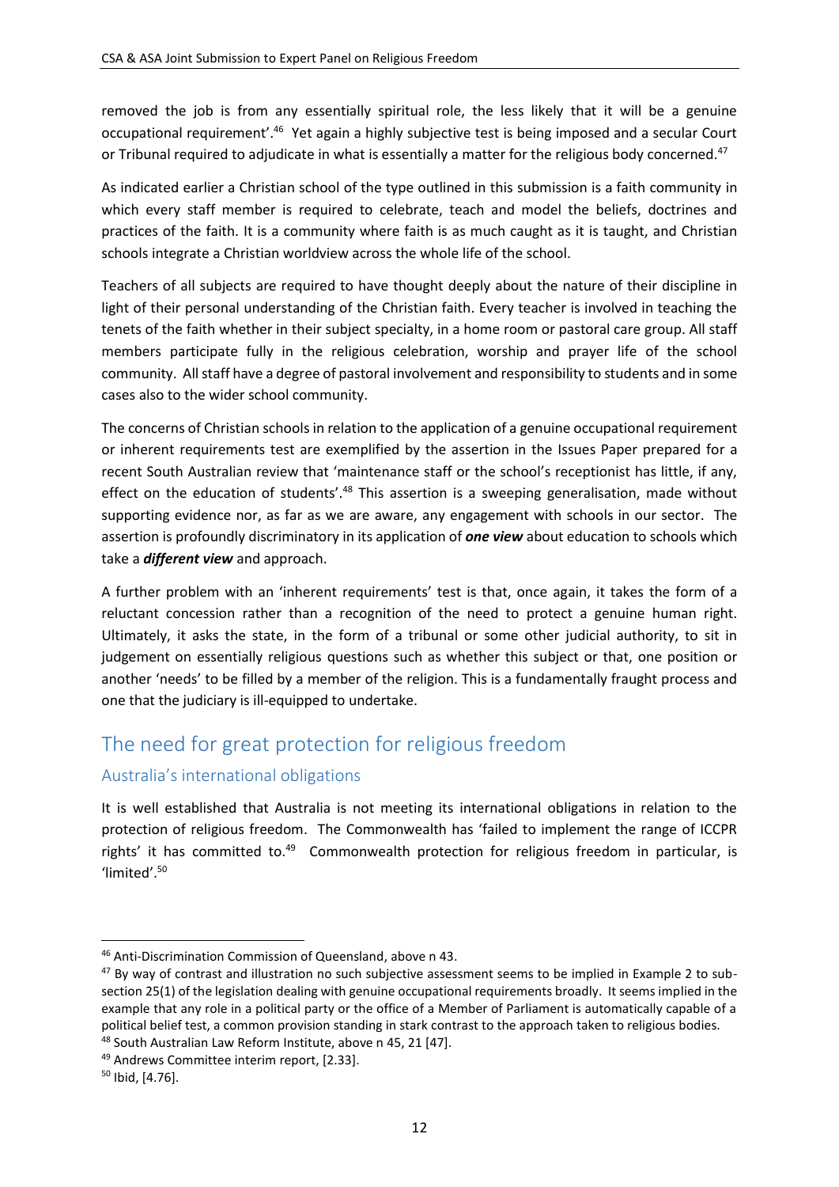removed the job is from any essentially spiritual role, the less likely that it will be a genuine occupational requirement'.[46] Yet again a highly subjective test is being imposed and a secular Court or Tribunal required to adjudicate in what is essentially a matter for the religious body concerned.[47]

As indicated earlier a Christian school of the type outlined in this submission is a faith community in which every staff member is required to celebrate, teach and model the beliefs, doctrines and practices of the faith. It is a community where faith is as much caught as it is taught, and Christian schools integrate a Christian worldview across the whole life of the school.

Teachers of all subjects are required to have thought deeply about the nature of their discipline in light of their personal understanding of the Christian faith. Every teacher is involved in teaching the tenets of the faith whether in their subject specialty, in a home room or pastoral care group. All staff members participate fully in the religious celebration, worship and prayer life of the school community. All staff have a degree of pastoral involvement and responsibility to students and in some cases also to the wider school community.

The concerns of Christian schools in relation to the application of a genuine occupational requirement or inherent requirements test are exemplified by the assertion in the Issues Paper prepared for a recent South Australian review that 'maintenance staff or the school's receptionist has little, if any, effect on the education of students'.[48] This assertion is a sweeping generalisation, made without supporting evidence nor, as far as we are aware, any engagement with schools in our sector. The assertion is profoundly discriminatory in its application of ***one view*** about education to schools which take a ***different view*** and approach.

A further problem with an 'inherent requirements' test is that, once again, it takes the form of a reluctant concession rather than a recognition of the need to protect a genuine human right. Ultimately, it asks the state, in the form of a tribunal or some other judicial authority, to sit in judgement on essentially religious questions such as whether this subject or that, one position or another 'needs' to be filled by a member of the religion. This is a fundamentally fraught process and one that the judiciary is ill-equipped to undertake.

## The need for great protection for religious freedom

### Australia's international obligations

It is well established that Australia is not meeting its international obligations in relation to the protection of religious freedom. The Commonwealth has 'failed to implement the range of ICCPR rights' it has committed to.[49] Commonwealth protection for religious freedom in particular, is 'limited'.[50]

---

[46] Anti-Discrimination Commission of Queensland, above n 43.

[47] By way of contrast and illustration no such subjective assessment seems to be implied in Example 2 to sub-section 25(1) of the legislation dealing with genuine occupational requirements broadly. It seems implied in the example that any role in a political party or the office of a Member of Parliament is automatically capable of a political belief test, a common provision standing in stark contrast to the approach taken to religious bodies.

[48] South Australian Law Reform Institute, above n 45, 21 [47].

[49] Andrews Committee interim report, [2.33].

[50] Ibid, [4.76].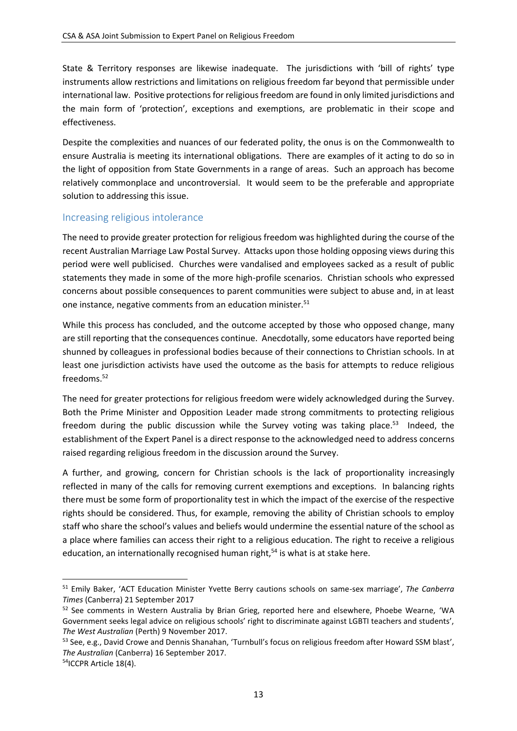State & Territory responses are likewise inadequate. The jurisdictions with 'bill of rights' type instruments allow restrictions and limitations on religious freedom far beyond that permissible under international law. Positive protections for religious freedom are found in only limited jurisdictions and the main form of 'protection', exceptions and exemptions, are problematic in their scope and effectiveness.

Despite the complexities and nuances of our federated polity, the onus is on the Commonwealth to ensure Australia is meeting its international obligations. There are examples of it acting to do so in the light of opposition from State Governments in a range of areas. Such an approach has become relatively commonplace and uncontroversial. It would seem to be the preferable and appropriate solution to addressing this issue.

## Increasing religious intolerance

The need to provide greater protection for religious freedom was highlighted during the course of the recent Australian Marriage Law Postal Survey. Attacks upon those holding opposing views during this period were well publicised. Churches were vandalised and employees sacked as a result of public statements they made in some of the more high-profile scenarios. Christian schools who expressed concerns about possible consequences to parent communities were subject to abuse and, in at least one instance, negative comments from an education minister.[51]

While this process has concluded, and the outcome accepted by those who opposed change, many are still reporting that the consequences continue. Anecdotally, some educators have reported being shunned by colleagues in professional bodies because of their connections to Christian schools. In at least one jurisdiction activists have used the outcome as the basis for attempts to reduce religious freedoms.[52]

The need for greater protections for religious freedom were widely acknowledged during the Survey. Both the Prime Minister and Opposition Leader made strong commitments to protecting religious freedom during the public discussion while the Survey voting was taking place.[53] Indeed, the establishment of the Expert Panel is a direct response to the acknowledged need to address concerns raised regarding religious freedom in the discussion around the Survey.

A further, and growing, concern for Christian schools is the lack of proportionality increasingly reflected in many of the calls for removing current exemptions and exceptions. In balancing rights there must be some form of proportionality test in which the impact of the exercise of the respective rights should be considered. Thus, for example, removing the ability of Christian schools to employ staff who share the school's values and beliefs would undermine the essential nature of the school as a place where families can access their right to a religious education. The right to receive a religious education, an internationally recognised human right,[54] is what is at stake here.

---

[51] Emily Baker, 'ACT Education Minister Yvette Berry cautions schools on same-sex marriage', *The Canberra Times* (Canberra) 21 September 2017

[52] See comments in Western Australia by Brian Grieg, reported here and elsewhere, Phoebe Wearne, 'WA Government seeks legal advice on religious schools' right to discriminate against LGBTI teachers and students', *The West Australian* (Perth) 9 November 2017.

[53] See, e.g., David Crowe and Dennis Shanahan, 'Turnbull's focus on religious freedom after Howard SSM blast', *The Australian* (Canberra) 16 September 2017.

[54] ICCPR Article 18(4).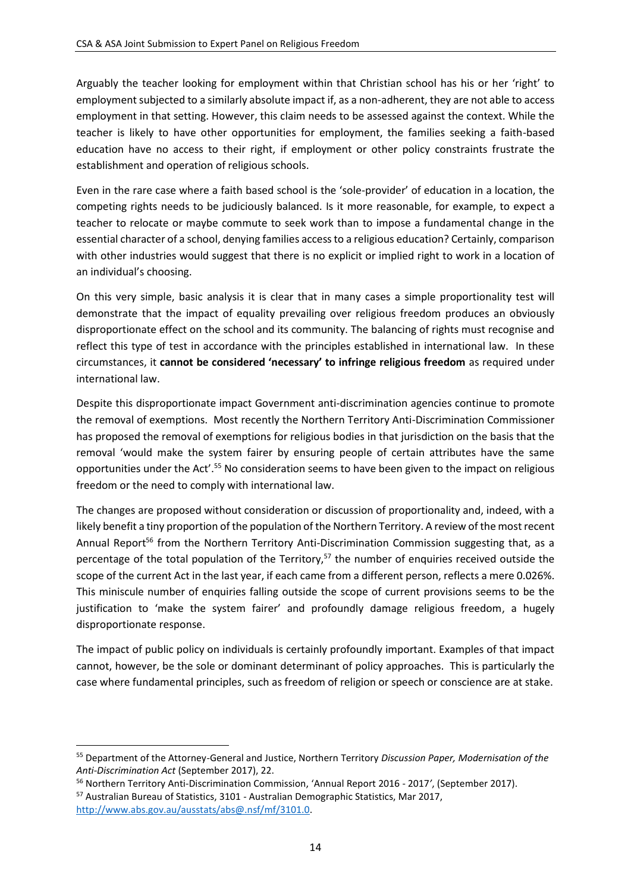Arguably the teacher looking for employment within that Christian school has his or her 'right' to employment subjected to a similarly absolute impact if, as a non-adherent, they are not able to access employment in that setting. However, this claim needs to be assessed against the context. While the teacher is likely to have other opportunities for employment, the families seeking a faith-based education have no access to their right, if employment or other policy constraints frustrate the establishment and operation of religious schools.

Even in the rare case where a faith based school is the 'sole-provider' of education in a location, the competing rights needs to be judiciously balanced. Is it more reasonable, for example, to expect a teacher to relocate or maybe commute to seek work than to impose a fundamental change in the essential character of a school, denying families access to a religious education? Certainly, comparison with other industries would suggest that there is no explicit or implied right to work in a location of an individual's choosing.

On this very simple, basic analysis it is clear that in many cases a simple proportionality test will demonstrate that the impact of equality prevailing over religious freedom produces an obviously disproportionate effect on the school and its community. The balancing of rights must recognise and reflect this type of test in accordance with the principles established in international law. In these circumstances, it **cannot be considered 'necessary' to infringe religious freedom** as required under international law.

Despite this disproportionate impact Government anti-discrimination agencies continue to promote the removal of exemptions. Most recently the Northern Territory Anti-Discrimination Commissioner has proposed the removal of exemptions for religious bodies in that jurisdiction on the basis that the removal 'would make the system fairer by ensuring people of certain attributes have the same opportunities under the Act'.[55] No consideration seems to have been given to the impact on religious freedom or the need to comply with international law.

The changes are proposed without consideration or discussion of proportionality and, indeed, with a likely benefit a tiny proportion of the population of the Northern Territory. A review of the most recent Annual Report[56] from the Northern Territory Anti-Discrimination Commission suggesting that, as a percentage of the total population of the Territory,[57] the number of enquiries received outside the scope of the current Act in the last year, if each came from a different person, reflects a mere 0.026%. This miniscule number of enquiries falling outside the scope of current provisions seems to be the justification to 'make the system fairer' and profoundly damage religious freedom, a hugely disproportionate response.

The impact of public policy on individuals is certainly profoundly important. Examples of that impact cannot, however, be the sole or dominant determinant of policy approaches. This is particularly the case where fundamental principles, such as freedom of religion or speech or conscience are at stake.

---

[55] Department of the Attorney-General and Justice, Northern Territory *Discussion Paper, Modernisation of the Anti-Discrimination Act* (September 2017), 22.

[56] Northern Territory Anti-Discrimination Commission, 'Annual Report 2016 - 2017', (September 2017).

[57] Australian Bureau of Statistics, 3101 - Australian Demographic Statistics, Mar 2017, http://www.abs.gov.au/ausstats/abs@.nsf/mf/3101.0.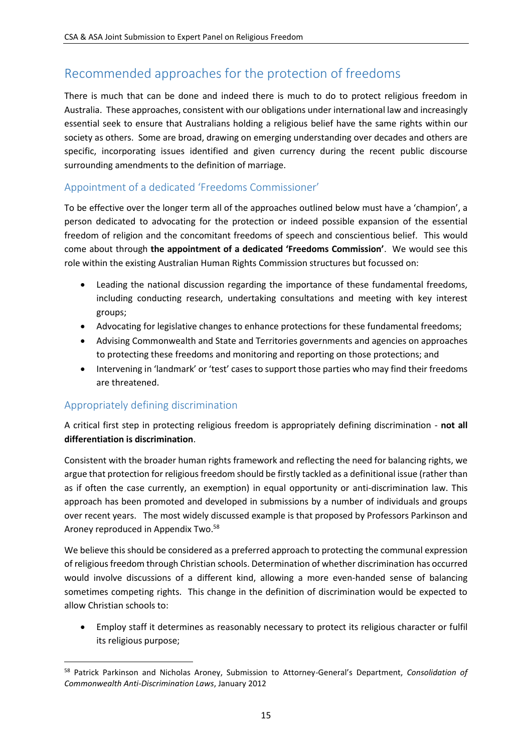## Recommended approaches for the protection of freedoms

There is much that can be done and indeed there is much to do to protect religious freedom in Australia. These approaches, consistent with our obligations under international law and increasingly essential seek to ensure that Australians holding a religious belief have the same rights within our society as others. Some are broad, drawing on emerging understanding over decades and others are specific, incorporating issues identified and given currency during the recent public discourse surrounding amendments to the definition of marriage.

### Appointment of a dedicated 'Freedoms Commissioner'

To be effective over the longer term all of the approaches outlined below must have a 'champion', a person dedicated to advocating for the protection or indeed possible expansion of the essential freedom of religion and the concomitant freedoms of speech and conscientious belief. This would come about through **the appointment of a dedicated 'Freedoms Commission'**. We would see this role within the existing Australian Human Rights Commission structures but focussed on:

- Leading the national discussion regarding the importance of these fundamental freedoms, including conducting research, undertaking consultations and meeting with key interest groups;
- Advocating for legislative changes to enhance protections for these fundamental freedoms;
- Advising Commonwealth and State and Territories governments and agencies on approaches to protecting these freedoms and monitoring and reporting on those protections; and
- Intervening in 'landmark' or 'test' cases to support those parties who may find their freedoms are threatened.

### Appropriately defining discrimination

A critical first step in protecting religious freedom is appropriately defining discrimination - **not all differentiation is discrimination**.

Consistent with the broader human rights framework and reflecting the need for balancing rights, we argue that protection for religious freedom should be firstly tackled as a definitional issue (rather than as if often the case currently, an exemption) in equal opportunity or anti-discrimination law. This approach has been promoted and developed in submissions by a number of individuals and groups over recent years. The most widely discussed example is that proposed by Professors Parkinson and Aroney reproduced in Appendix Two.[58]

We believe this should be considered as a preferred approach to protecting the communal expression of religious freedom through Christian schools. Determination of whether discrimination has occurred would involve discussions of a different kind, allowing a more even-handed sense of balancing sometimes competing rights. This change in the definition of discrimination would be expected to allow Christian schools to:

- Employ staff it determines as reasonably necessary to protect its religious character or fulfil its religious purpose;

---

[58] Patrick Parkinson and Nicholas Aroney, Submission to Attorney-General's Department, *Consolidation of Commonwealth Anti-Discrimination Laws*, January 2012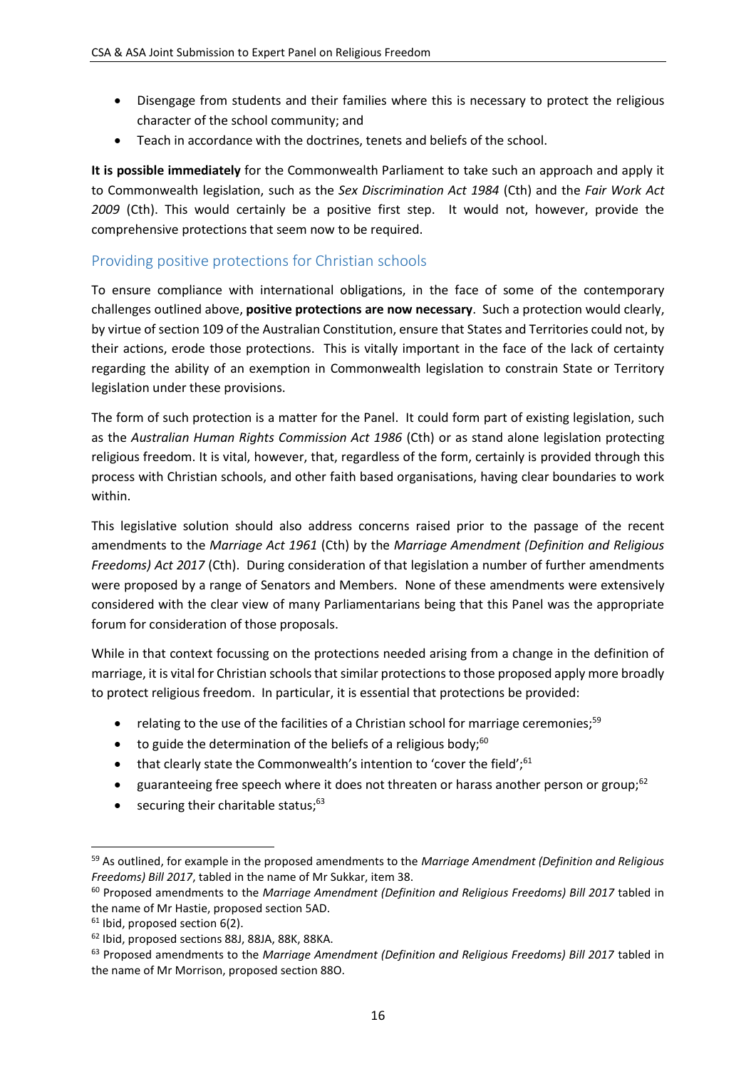- Disengage from students and their families where this is necessary to protect the religious character of the school community; and
- Teach in accordance with the doctrines, tenets and beliefs of the school.

**It is possible immediately** for the Commonwealth Parliament to take such an approach and apply it to Commonwealth legislation, such as the *Sex Discrimination Act 1984* (Cth) and the *Fair Work Act 2009* (Cth). This would certainly be a positive first step. It would not, however, provide the comprehensive protections that seem now to be required.

## Providing positive protections for Christian schools

To ensure compliance with international obligations, in the face of some of the contemporary challenges outlined above, **positive protections are now necessary**. Such a protection would clearly, by virtue of section 109 of the Australian Constitution, ensure that States and Territories could not, by their actions, erode those protections. This is vitally important in the face of the lack of certainty regarding the ability of an exemption in Commonwealth legislation to constrain State or Territory legislation under these provisions.

The form of such protection is a matter for the Panel. It could form part of existing legislation, such as the *Australian Human Rights Commission Act 1986* (Cth) or as stand alone legislation protecting religious freedom. It is vital, however, that, regardless of the form, certainly is provided through this process with Christian schools, and other faith based organisations, having clear boundaries to work within.

This legislative solution should also address concerns raised prior to the passage of the recent amendments to the *Marriage Act 1961* (Cth) by the *Marriage Amendment (Definition and Religious Freedoms) Act 2017* (Cth). During consideration of that legislation a number of further amendments were proposed by a range of Senators and Members. None of these amendments were extensively considered with the clear view of many Parliamentarians being that this Panel was the appropriate forum for consideration of those proposals.

While in that context focussing on the protections needed arising from a change in the definition of marriage, it is vital for Christian schools that similar protections to those proposed apply more broadly to protect religious freedom. In particular, it is essential that protections be provided:

- relating to the use of the facilities of a Christian school for marriage ceremonies;[59]
- to guide the determination of the beliefs of a religious body;[60]
- that clearly state the Commonwealth's intention to 'cover the field';[61]
- guaranteeing free speech where it does not threaten or harass another person or group;[62]
- securing their charitable status;[63]

---

[59] As outlined, for example in the proposed amendments to the *Marriage Amendment (Definition and Religious Freedoms) Bill 2017*, tabled in the name of Mr Sukkar, item 38.

[60] Proposed amendments to the *Marriage Amendment (Definition and Religious Freedoms) Bill 2017* tabled in the name of Mr Hastie, proposed section 5AD.

[61] Ibid, proposed section 6(2).

[62] Ibid, proposed sections 88J, 88JA, 88K, 88KA.

[63] Proposed amendments to the *Marriage Amendment (Definition and Religious Freedoms) Bill 2017* tabled in the name of Mr Morrison, proposed section 88O.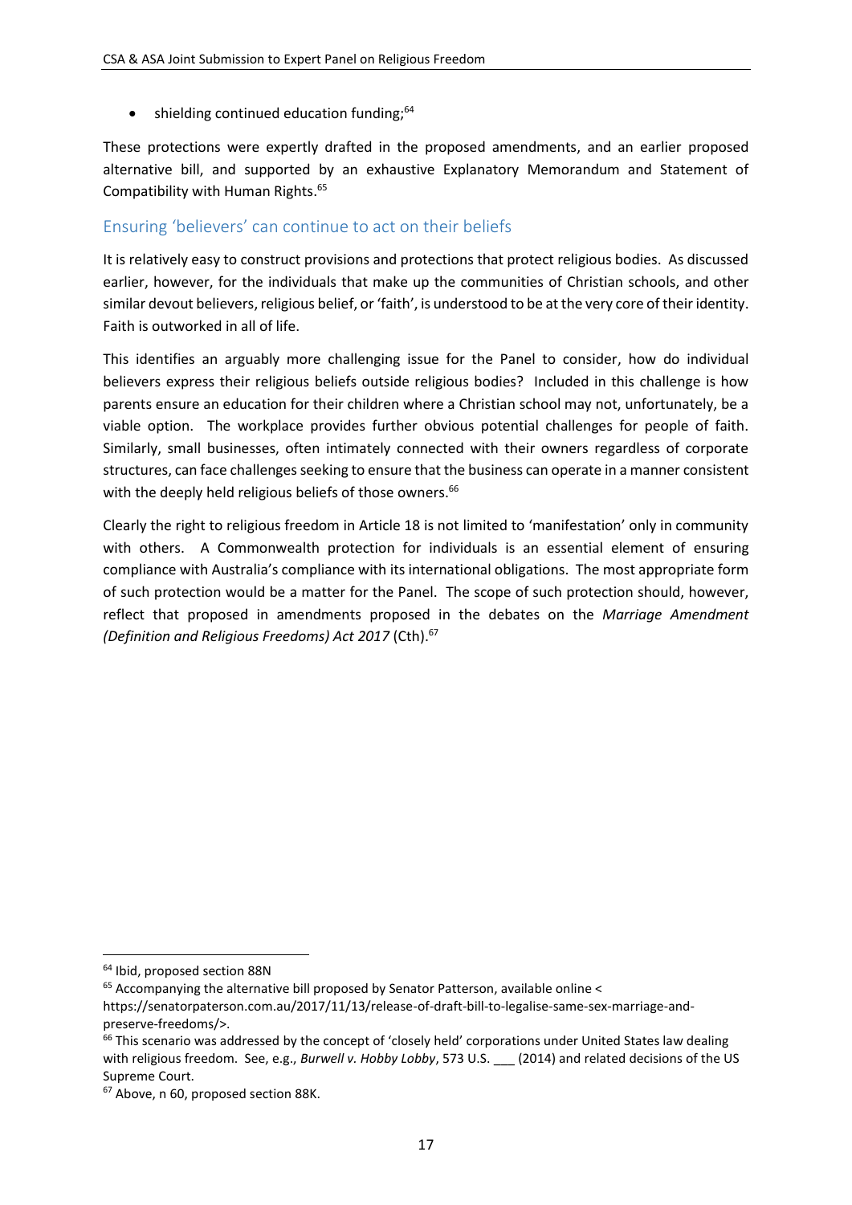- shielding continued education funding;[64]

These protections were expertly drafted in the proposed amendments, and an earlier proposed alternative bill, and supported by an exhaustive Explanatory Memorandum and Statement of Compatibility with Human Rights.[65]

## Ensuring 'believers' can continue to act on their beliefs

It is relatively easy to construct provisions and protections that protect religious bodies. As discussed earlier, however, for the individuals that make up the communities of Christian schools, and other similar devout believers, religious belief, or 'faith', is understood to be at the very core of their identity. Faith is outworked in all of life.

This identifies an arguably more challenging issue for the Panel to consider, how do individual believers express their religious beliefs outside religious bodies? Included in this challenge is how parents ensure an education for their children where a Christian school may not, unfortunately, be a viable option. The workplace provides further obvious potential challenges for people of faith. Similarly, small businesses, often intimately connected with their owners regardless of corporate structures, can face challenges seeking to ensure that the business can operate in a manner consistent with the deeply held religious beliefs of those owners.[66]

Clearly the right to religious freedom in Article 18 is not limited to 'manifestation' only in community with others. A Commonwealth protection for individuals is an essential element of ensuring compliance with Australia's compliance with its international obligations. The most appropriate form of such protection would be a matter for the Panel. The scope of such protection should, however, reflect that proposed in amendments proposed in the debates on the *Marriage Amendment (Definition and Religious Freedoms) Act 2017* (Cth).[67]

---

[64] Ibid, proposed section 88N

[65] Accompanying the alternative bill proposed by Senator Patterson, available online < https://senatorpaterson.com.au/2017/11/13/release-of-draft-bill-to-legalise-same-sex-marriage-and-preserve-freedoms/>.

[66] This scenario was addressed by the concept of 'closely held' corporations under United States law dealing with religious freedom. See, e.g., *Burwell v. Hobby Lobby*, 573 U.S. ___ (2014) and related decisions of the US Supreme Court.

[67] Above, n 60, proposed section 88K.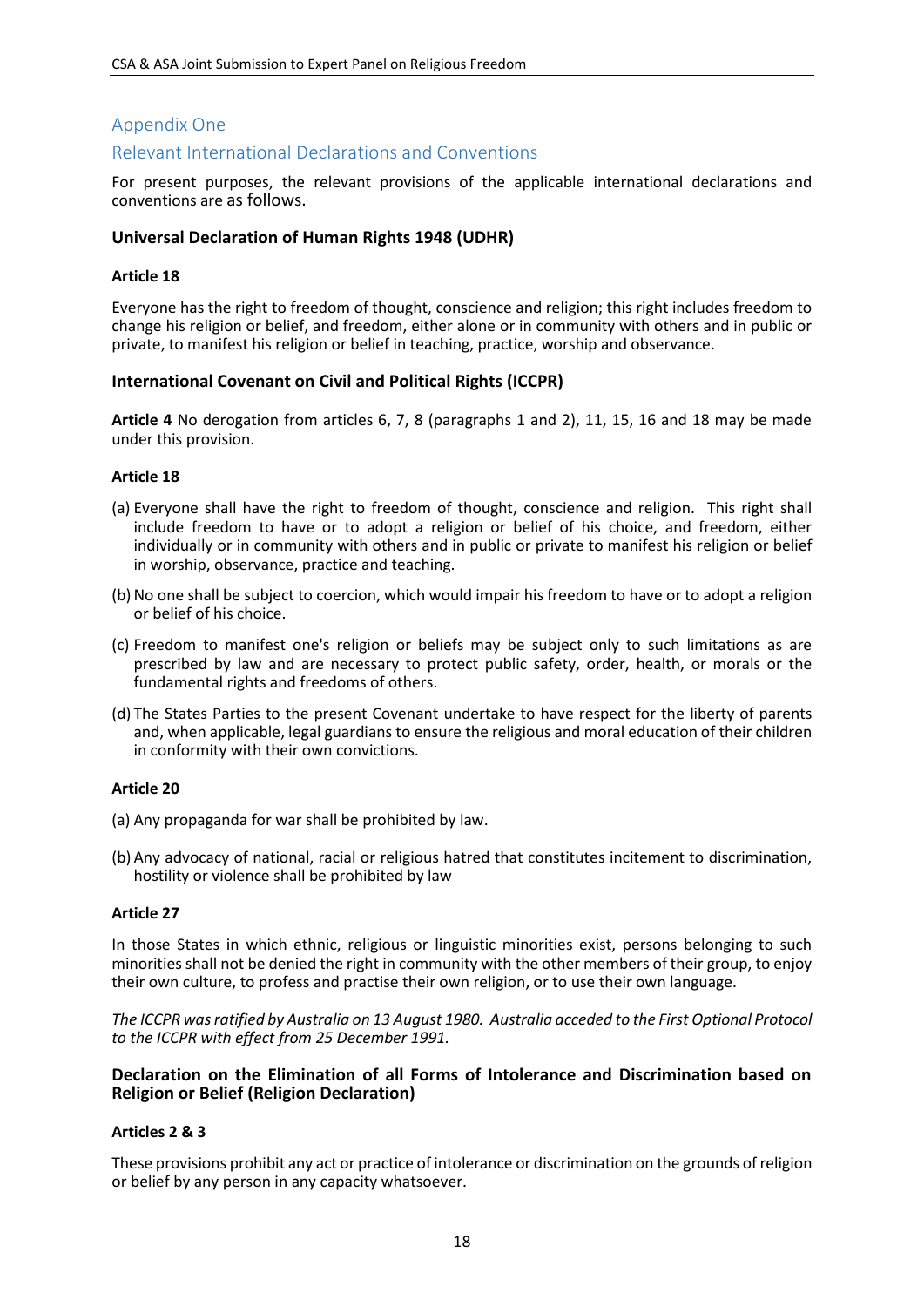## Appendix One

## Relevant International Declarations and Conventions

For present purposes, the relevant provisions of the applicable international declarations and conventions are as follows.

### Universal Declaration of Human Rights 1948 (UDHR)

**Article 18**

Everyone has the right to freedom of thought, conscience and religion; this right includes freedom to change his religion or belief, and freedom, either alone or in community with others and in public or private, to manifest his religion or belief in teaching, practice, worship and observance.

### International Covenant on Civil and Political Rights (ICCPR)

**Article 4** No derogation from articles 6, 7, 8 (paragraphs 1 and 2), 11, 15, 16 and 18 may be made under this provision.

**Article 18**

(a) Everyone shall have the right to freedom of thought, conscience and religion. This right shall include freedom to have or to adopt a religion or belief of his choice, and freedom, either individually or in community with others and in public or private to manifest his religion or belief in worship, observance, practice and teaching.

(b) No one shall be subject to coercion, which would impair his freedom to have or to adopt a religion or belief of his choice.

(c) Freedom to manifest one's religion or beliefs may be subject only to such limitations as are prescribed by law and are necessary to protect public safety, order, health, or morals or the fundamental rights and freedoms of others.

(d) The States Parties to the present Covenant undertake to have respect for the liberty of parents and, when applicable, legal guardians to ensure the religious and moral education of their children in conformity with their own convictions.

**Article 20**

(a) Any propaganda for war shall be prohibited by law.

(b) Any advocacy of national, racial or religious hatred that constitutes incitement to discrimination, hostility or violence shall be prohibited by law

**Article 27**

In those States in which ethnic, religious or linguistic minorities exist, persons belonging to such minorities shall not be denied the right in community with the other members of their group, to enjoy their own culture, to profess and practise their own religion, or to use their own language.

*The ICCPR was ratified by Australia on 13 August 1980. Australia acceded to the First Optional Protocol to the ICCPR with effect from 25 December 1991.*

### Declaration on the Elimination of all Forms of Intolerance and Discrimination based on Religion or Belief (Religion Declaration)

**Articles 2 & 3**

These provisions prohibit any act or practice of intolerance or discrimination on the grounds of religion or belief by any person in any capacity whatsoever.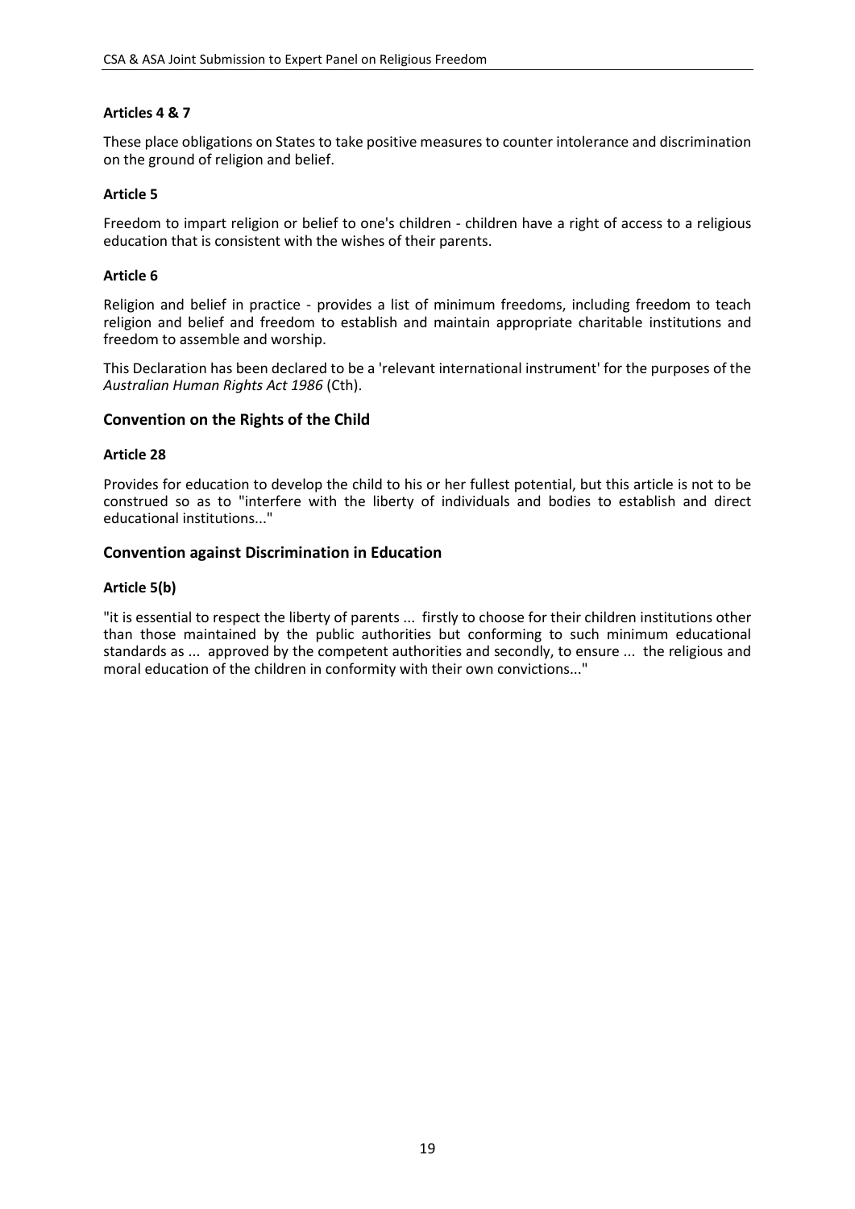#### Articles 4 & 7

These place obligations on States to take positive measures to counter intolerance and discrimination on the ground of religion and belief.

#### Article 5

Freedom to impart religion or belief to one's children - children have a right of access to a religious education that is consistent with the wishes of their parents.

#### Article 6

Religion and belief in practice - provides a list of minimum freedoms, including freedom to teach religion and belief and freedom to establish and maintain appropriate charitable institutions and freedom to assemble and worship.

This Declaration has been declared to be a 'relevant international instrument' for the purposes of the *Australian Human Rights Act 1986* (Cth).

### Convention on the Rights of the Child

#### Article 28

Provides for education to develop the child to his or her fullest potential, but this article is not to be construed so as to "interfere with the liberty of individuals and bodies to establish and direct educational institutions..."

### Convention against Discrimination in Education

#### Article 5(b)

"it is essential to respect the liberty of parents ... firstly to choose for their children institutions other than those maintained by the public authorities but conforming to such minimum educational standards as ... approved by the competent authorities and secondly, to ensure ... the religious and moral education of the children in conformity with their own convictions..."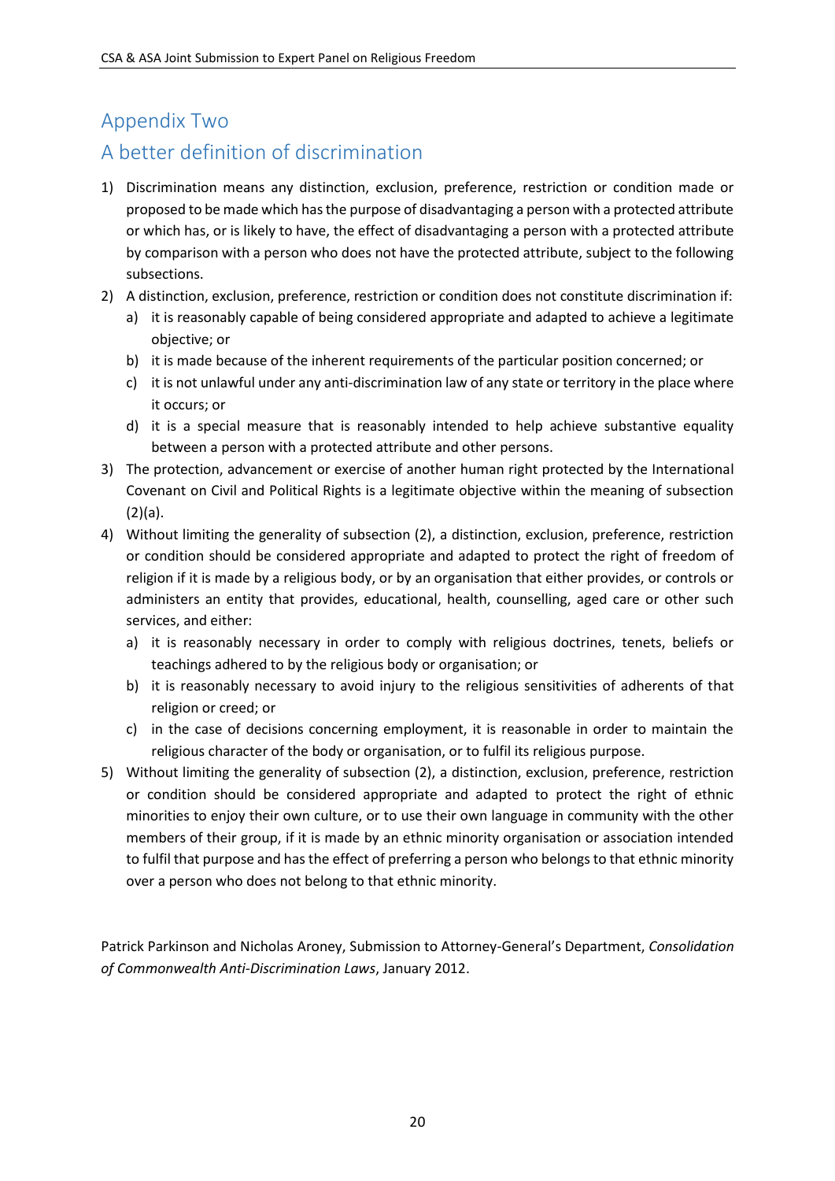## Appendix Two

## A better definition of discrimination

1) Discrimination means any distinction, exclusion, preference, restriction or condition made or proposed to be made which has the purpose of disadvantaging a person with a protected attribute or which has, or is likely to have, the effect of disadvantaging a person with a protected attribute by comparison with a person who does not have the protected attribute, subject to the following subsections.
2) A distinction, exclusion, preference, restriction or condition does not constitute discrimination if:
   a) it is reasonably capable of being considered appropriate and adapted to achieve a legitimate objective; or
   b) it is made because of the inherent requirements of the particular position concerned; or
   c) it is not unlawful under any anti-discrimination law of any state or territory in the place where it occurs; or
   d) it is a special measure that is reasonably intended to help achieve substantive equality between a person with a protected attribute and other persons.
3) The protection, advancement or exercise of another human right protected by the International Covenant on Civil and Political Rights is a legitimate objective within the meaning of subsection (2)(a).
4) Without limiting the generality of subsection (2), a distinction, exclusion, preference, restriction or condition should be considered appropriate and adapted to protect the right of freedom of religion if it is made by a religious body, or by an organisation that either provides, or controls or administers an entity that provides, educational, health, counselling, aged care or other such services, and either:
   a) it is reasonably necessary in order to comply with religious doctrines, tenets, beliefs or teachings adhered to by the religious body or organisation; or
   b) it is reasonably necessary to avoid injury to the religious sensitivities of adherents of that religion or creed; or
   c) in the case of decisions concerning employment, it is reasonable in order to maintain the religious character of the body or organisation, or to fulfil its religious purpose.
5) Without limiting the generality of subsection (2), a distinction, exclusion, preference, restriction or condition should be considered appropriate and adapted to protect the right of ethnic minorities to enjoy their own culture, or to use their own language in community with the other members of their group, if it is made by an ethnic minority organisation or association intended to fulfil that purpose and has the effect of preferring a person who belongs to that ethnic minority over a person who does not belong to that ethnic minority.

Patrick Parkinson and Nicholas Aroney, Submission to Attorney-General's Department, *Consolidation of Commonwealth Anti-Discrimination Laws*, January 2012.